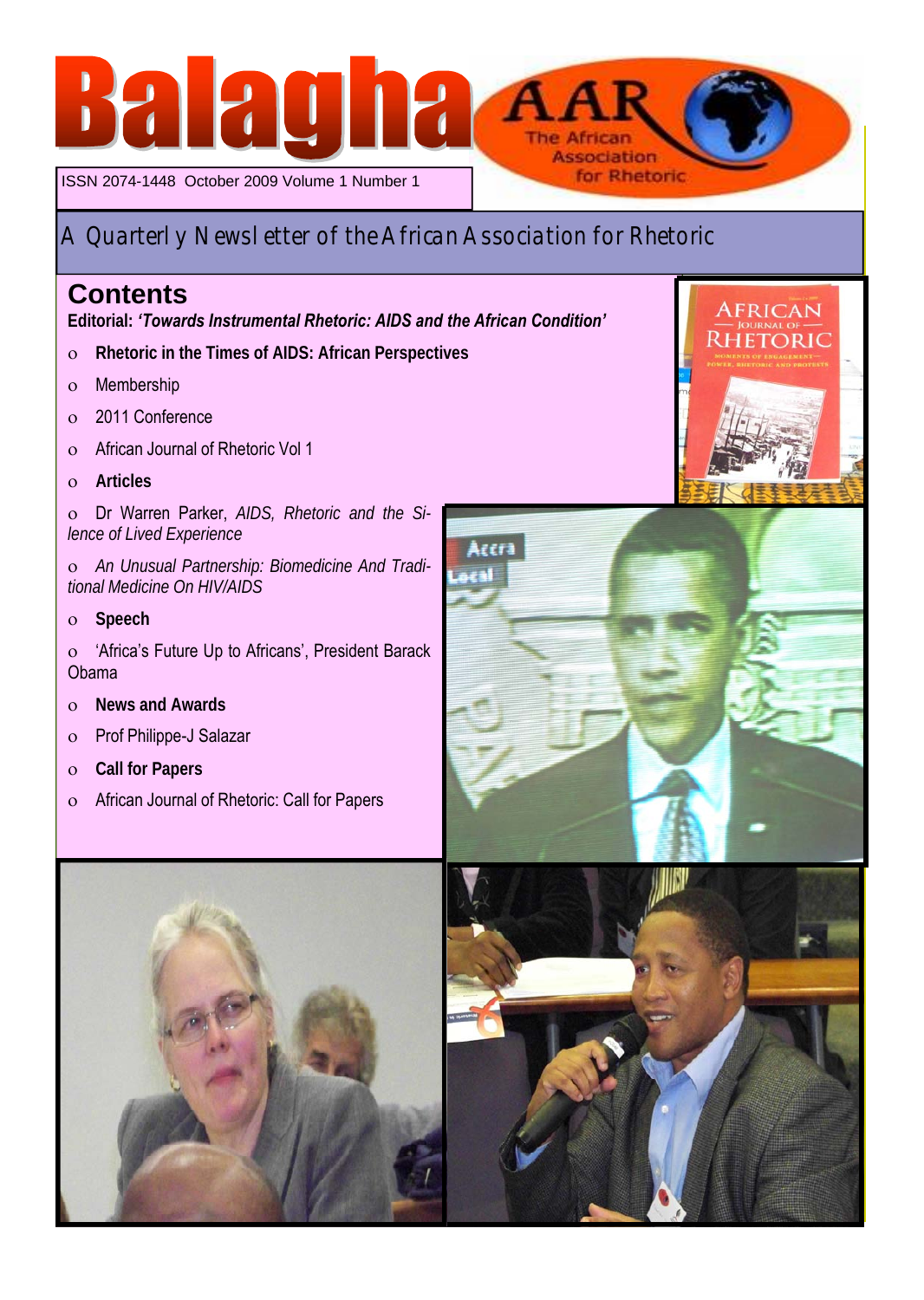# Balagha

ISSN 2074-1448 October 2009 Volume 1 Number 1

AAR The African Association for Rhetoric

## A Quarterly Newsletter of the African Association for Rhetoric

## Contents

**Editorial: *'Towards Instrumental Rhetoric: AIDS and the African Condition'***

- **Rhetoric in the Times of AIDS: African Perspectives**
- Membership
- 2011 Conference
- African Journal of Rhetoric Vol 1
- **Articles**
- Dr Warren Parker, *AIDS, Rhetoric and the Silence of Lived Experience*
- *An Unusual Partnership: Biomedicine And Traditional Medicine On HIV/AIDS*
- **Speech**
- 'Africa's Future Up to Africans', President Barack Obama
- **News and Awards**
- Prof Philippe-J Salazar
- **Call for Papers**
- African Journal of Rhetoric: Call for Papers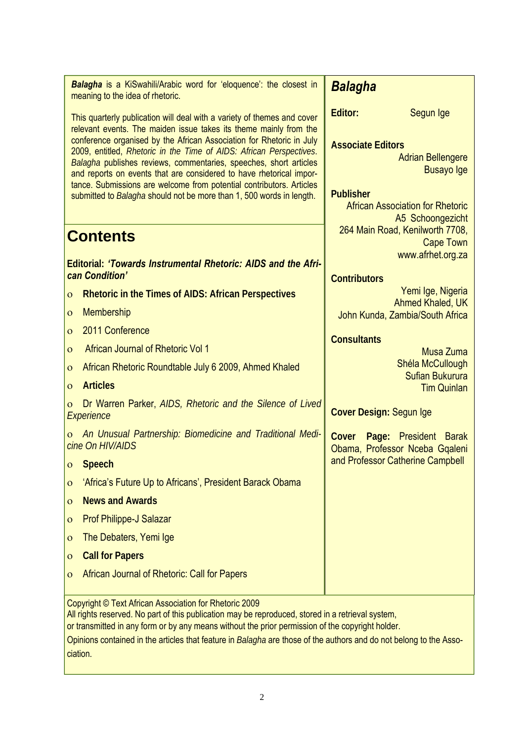***Balagha*** is a KiSwahili/Arabic word for 'eloquence': the closest in meaning to the idea of rhetoric.

This quarterly publication will deal with a variety of themes and cover relevant events. The maiden issue takes its theme mainly from the conference organised by the African Association for Rhetoric in July 2009, entitled, *Rhetoric in the Time of AIDS: African Perspectives*. *Balagha* publishes reviews, commentaries, speeches, short articles and reports on events that are considered to have rhetorical importance. Submissions are welcome from potential contributors. Articles submitted to *Balagha* should not be more than 1, 500 words in length.

# Contents

**Editorial: *'Towards Instrumental Rhetoric: AIDS and the African Condition'***

- **Rhetoric in the Times of AIDS: African Perspectives**
- Membership
- 2011 Conference
- African Journal of Rhetoric Vol 1
- African Rhetoric Roundtable July 6 2009, Ahmed Khaled
- **Articles**
- Dr Warren Parker, *AIDS, Rhetoric and the Silence of Lived Experience*
- *An Unusual Partnership: Biomedicine and Traditional Medicine On HIV/AIDS*
- **Speech**
- 'Africa's Future Up to Africans', President Barack Obama
- **News and Awards**
- Prof Philippe-J Salazar
- The Debaters, Yemi Ige
- **Call for Papers**
- African Journal of Rhetoric: Call for Papers

## *Balagha*

**Editor:** Segun Ige

**Associate Editors**
Adrian Bellengere
Busayo Ige

**Publisher**
African Association for Rhetoric
A5 Schoongezicht
264 Main Road, Kenilworth 7708,
Cape Town
www.afrhet.org.za

**Contributors**
Yemi Ige, Nigeria
Ahmed Khaled, UK
John Kunda, Zambia/South Africa

**Consultants**
Musa Zuma
Shéla McCullough
Sufian Bukurura
Tim Quinlan

**Cover Design:** Segun Ige

**Cover Page:** President Barak Obama, Professor Nceba Gqaleni and Professor Catherine Campbell

Copyright © Text African Association for Rhetoric 2009
All rights reserved. No part of this publication may be reproduced, stored in a retrieval system, or transmitted in any form or by any means without the prior permission of the copyright holder.

Opinions contained in the articles that feature in *Balagha* are those of the authors and do not belong to the Association.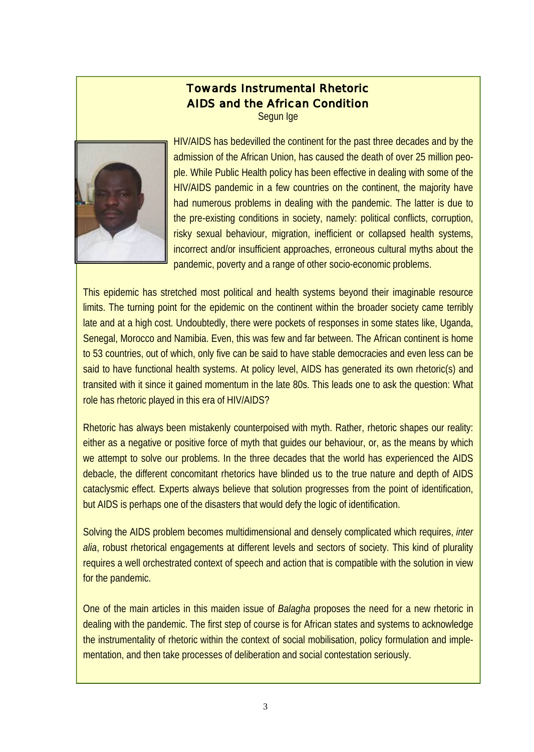# Towards Instrumental Rhetoric
# AIDS and the African Condition

Segun Ige

HIV/AIDS has bedevilled the continent for the past three decades and by the admission of the African Union, has caused the death of over 25 million people. While Public Health policy has been effective in dealing with some of the HIV/AIDS pandemic in a few countries on the continent, the majority have had numerous problems in dealing with the pandemic. The latter is due to the pre-existing conditions in society, namely: political conflicts, corruption, risky sexual behaviour, migration, inefficient or collapsed health systems, incorrect and/or insufficient approaches, erroneous cultural myths about the pandemic, poverty and a range of other socio-economic problems.

This epidemic has stretched most political and health systems beyond their imaginable resource limits. The turning point for the epidemic on the continent within the broader society came terribly late and at a high cost. Undoubtedly, there were pockets of responses in some states like, Uganda, Senegal, Morocco and Namibia. Even, this was few and far between. The African continent is home to 53 countries, out of which, only five can be said to have stable democracies and even less can be said to have functional health systems. At policy level, AIDS has generated its own rhetoric(s) and transited with it since it gained momentum in the late 80s. This leads one to ask the question: What role has rhetoric played in this era of HIV/AIDS?

Rhetoric has always been mistakenly counterpoised with myth. Rather, rhetoric shapes our reality: either as a negative or positive force of myth that guides our behaviour, or, as the means by which we attempt to solve our problems. In the three decades that the world has experienced the AIDS debacle, the different concomitant rhetorics have blinded us to the true nature and depth of AIDS cataclysmic effect. Experts always believe that solution progresses from the point of identification, but AIDS is perhaps one of the disasters that would defy the logic of identification.

Solving the AIDS problem becomes multidimensional and densely complicated which requires, *inter alia*, robust rhetorical engagements at different levels and sectors of society. This kind of plurality requires a well orchestrated context of speech and action that is compatible with the solution in view for the pandemic.

One of the main articles in this maiden issue of *Balagha* proposes the need for a new rhetoric in dealing with the pandemic. The first step of course is for African states and systems to acknowledge the instrumentality of rhetoric within the context of social mobilisation, policy formulation and implementation, and then take processes of deliberation and social contestation seriously.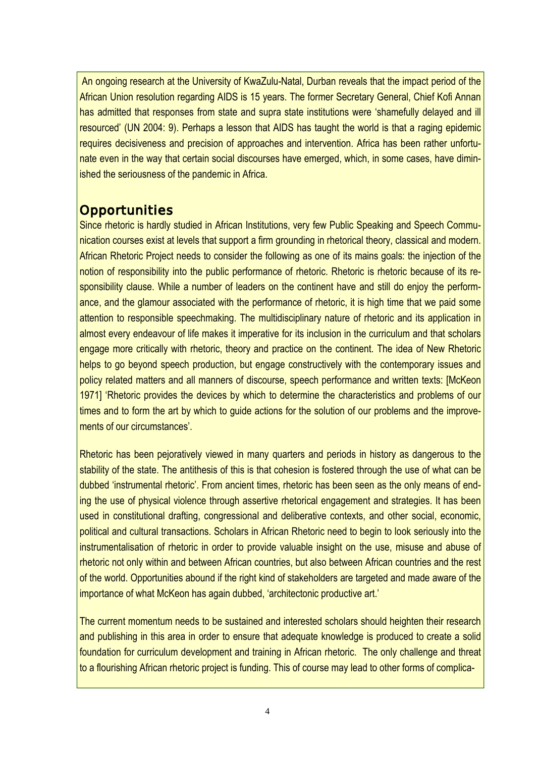An ongoing research at the University of KwaZulu-Natal, Durban reveals that the impact period of the African Union resolution regarding AIDS is 15 years. The former Secretary General, Chief Kofi Annan has admitted that responses from state and supra state institutions were 'shamefully delayed and ill resourced' (UN 2004: 9). Perhaps a lesson that AIDS has taught the world is that a raging epidemic requires decisiveness and precision of approaches and intervention. Africa has been rather unfortunate even in the way that certain social discourses have emerged, which, in some cases, have diminished the seriousness of the pandemic in Africa.

## Opportunities

Since rhetoric is hardly studied in African Institutions, very few Public Speaking and Speech Communication courses exist at levels that support a firm grounding in rhetorical theory, classical and modern. African Rhetoric Project needs to consider the following as one of its mains goals: the injection of the notion of responsibility into the public performance of rhetoric. Rhetoric is rhetoric because of its responsibility clause. While a number of leaders on the continent have and still do enjoy the performance, and the glamour associated with the performance of rhetoric, it is high time that we paid some attention to responsible speechmaking. The multidisciplinary nature of rhetoric and its application in almost every endeavour of life makes it imperative for its inclusion in the curriculum and that scholars engage more critically with rhetoric, theory and practice on the continent. The idea of New Rhetoric helps to go beyond speech production, but engage constructively with the contemporary issues and policy related matters and all manners of discourse, speech performance and written texts: [McKeon 1971] 'Rhetoric provides the devices by which to determine the characteristics and problems of our times and to form the art by which to guide actions for the solution of our problems and the improvements of our circumstances'.

Rhetoric has been pejoratively viewed in many quarters and periods in history as dangerous to the stability of the state. The antithesis of this is that cohesion is fostered through the use of what can be dubbed 'instrumental rhetoric'. From ancient times, rhetoric has been seen as the only means of ending the use of physical violence through assertive rhetorical engagement and strategies. It has been used in constitutional drafting, congressional and deliberative contexts, and other social, economic, political and cultural transactions. Scholars in African Rhetoric need to begin to look seriously into the instrumentalisation of rhetoric in order to provide valuable insight on the use, misuse and abuse of rhetoric not only within and between African countries, but also between African countries and the rest of the world. Opportunities abound if the right kind of stakeholders are targeted and made aware of the importance of what McKeon has again dubbed, 'architectonic productive art.'

The current momentum needs to be sustained and interested scholars should heighten their research and publishing in this area in order to ensure that adequate knowledge is produced to create a solid foundation for curriculum development and training in African rhetoric. The only challenge and threat to a flourishing African rhetoric project is funding. This of course may lead to other forms of complica-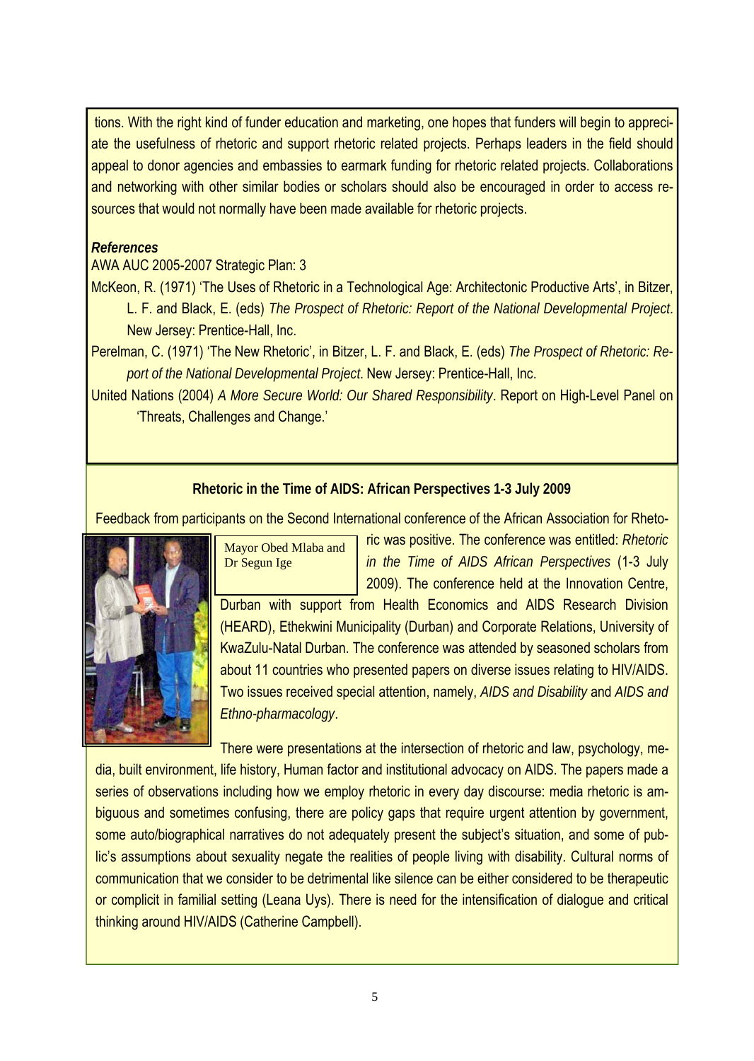tions. With the right kind of funder education and marketing, one hopes that funders will begin to appreciate the usefulness of rhetoric and support rhetoric related projects. Perhaps leaders in the field should appeal to donor agencies and embassies to earmark funding for rhetoric related projects. Collaborations and networking with other similar bodies or scholars should also be encouraged in order to access resources that would not normally have been made available for rhetoric projects.

***References***

AWA AUC 2005-2007 Strategic Plan: 3

McKeon, R. (1971) 'The Uses of Rhetoric in a Technological Age: Architectonic Productive Arts', in Bitzer, L. F. and Black, E. (eds) *The Prospect of Rhetoric: Report of the National Developmental Project*. New Jersey: Prentice-Hall, Inc.

Perelman, C. (1971) 'The New Rhetoric', in Bitzer, L. F. and Black, E. (eds) *The Prospect of Rhetoric: Report of the National Developmental Project*. New Jersey: Prentice-Hall, Inc.

United Nations (2004) *A More Secure World: Our Shared Responsibility*. Report on High-Level Panel on 'Threats, Challenges and Change.'

## Rhetoric in the Time of AIDS: African Perspectives 1-3 July 2009

Feedback from participants on the Second International conference of the African Association for Rhetoric was positive. The conference was entitled: *Rhetoric in the Time of AIDS African Perspectives* (1-3 July 2009). The conference held at the Innovation Centre, Durban with support from Health Economics and AIDS Research Division (HEARD), Ethekwini Municipality (Durban) and Corporate Relations, University of KwaZulu-Natal Durban. The conference was attended by seasoned scholars from about 11 countries who presented papers on diverse issues relating to HIV/AIDS. Two issues received special attention, namely, *AIDS and Disability* and *AIDS and Ethno-pharmacology*.

Mayor Obed Mlaba and Dr Segun Ige

There were presentations at the intersection of rhetoric and law, psychology, media, built environment, life history, Human factor and institutional advocacy on AIDS. The papers made a series of observations including how we employ rhetoric in every day discourse: media rhetoric is ambiguous and sometimes confusing, there are policy gaps that require urgent attention by government, some auto/biographical narratives do not adequately present the subject's situation, and some of public's assumptions about sexuality negate the realities of people living with disability. Cultural norms of communication that we consider to be detrimental like silence can be either considered to be therapeutic or complicit in familial setting (Leana Uys). There is need for the intensification of dialogue and critical thinking around HIV/AIDS (Catherine Campbell).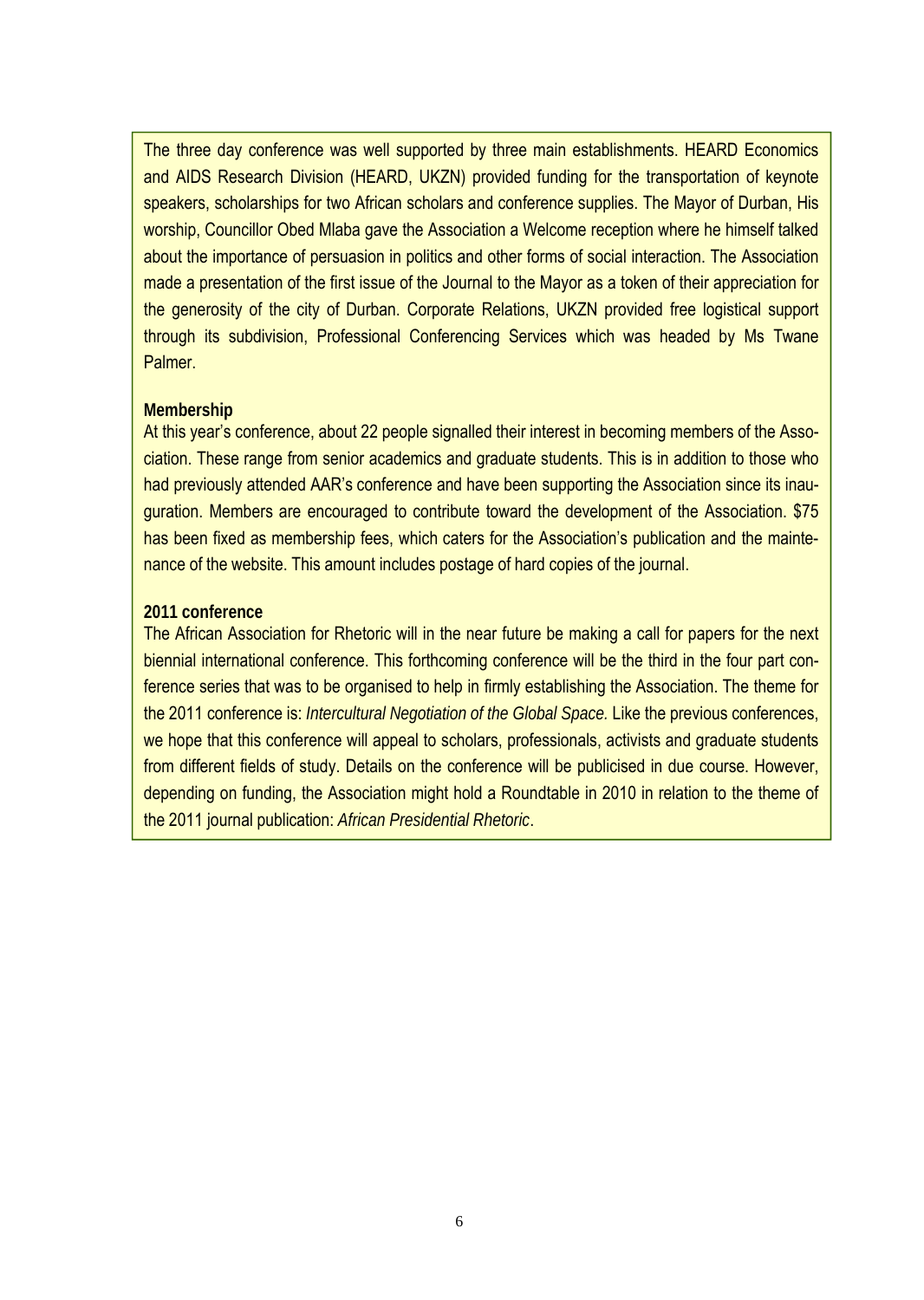The three day conference was well supported by three main establishments. HEARD Economics and AIDS Research Division (HEARD, UKZN) provided funding for the transportation of keynote speakers, scholarships for two African scholars and conference supplies. The Mayor of Durban, His worship, Councillor Obed Mlaba gave the Association a Welcome reception where he himself talked about the importance of persuasion in politics and other forms of social interaction. The Association made a presentation of the first issue of the Journal to the Mayor as a token of their appreciation for the generosity of the city of Durban. Corporate Relations, UKZN provided free logistical support through its subdivision, Professional Conferencing Services which was headed by Ms Twane Palmer.

**Membership**

At this year's conference, about 22 people signalled their interest in becoming members of the Association. These range from senior academics and graduate students. This is in addition to those who had previously attended AAR's conference and have been supporting the Association since its inauguration. Members are encouraged to contribute toward the development of the Association. $75 has been fixed as membership fees, which caters for the Association's publication and the maintenance of the website. This amount includes postage of hard copies of the journal.

**2011 conference**

The African Association for Rhetoric will in the near future be making a call for papers for the next biennial international conference. This forthcoming conference will be the third in the four part conference series that was to be organised to help in firmly establishing the Association. The theme for the 2011 conference is: *Intercultural Negotiation of the Global Space.* Like the previous conferences, we hope that this conference will appeal to scholars, professionals, activists and graduate students from different fields of study. Details on the conference will be publicised in due course. However, depending on funding, the Association might hold a Roundtable in 2010 in relation to the theme of the 2011 journal publication: *African Presidential Rhetoric*.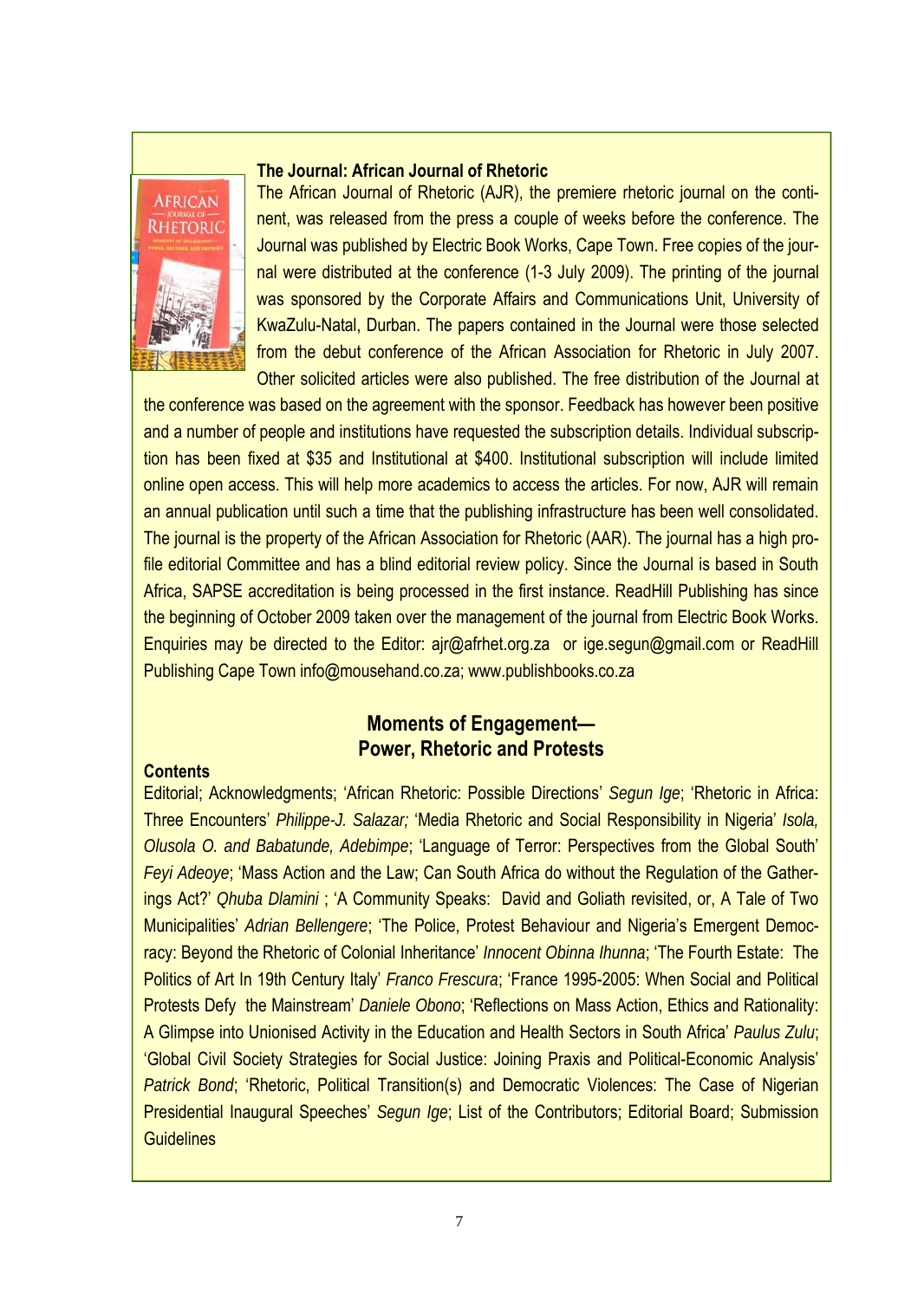**The Journal: African Journal of Rhetoric**

The African Journal of Rhetoric (AJR), the premiere rhetoric journal on the continent, was released from the press a couple of weeks before the conference. The Journal was published by Electric Book Works, Cape Town. Free copies of the journal were distributed at the conference (1-3 July 2009). The printing of the journal was sponsored by the Corporate Affairs and Communications Unit, University of KwaZulu-Natal, Durban. The papers contained in the Journal were those selected from the debut conference of the African Association for Rhetoric in July 2007. Other solicited articles were also published. The free distribution of the Journal at the conference was based on the agreement with the sponsor. Feedback has however been positive and a number of people and institutions have requested the subscription details. Individual subscription has been fixed at $35 and Institutional at $400. Institutional subscription will include limited online open access. This will help more academics to access the articles. For now, AJR will remain an annual publication until such a time that the publishing infrastructure has been well consolidated. The journal is the property of the African Association for Rhetoric (AAR). The journal has a high profile editorial Committee and has a blind editorial review policy. Since the Journal is based in South Africa, SAPSE accreditation is being processed in the first instance. ReadHill Publishing has since the beginning of October 2009 taken over the management of the journal from Electric Book Works. Enquiries may be directed to the Editor: ajr@afrhet.org.za or ige.segun@gmail.com or ReadHill Publishing Cape Town info@mousehand.co.za; www.publishbooks.co.za

## Moments of Engagement— Power, Rhetoric and Protests

**Contents**

Editorial; Acknowledgments; 'African Rhetoric: Possible Directions' *Segun Ige*; 'Rhetoric in Africa: Three Encounters' *Philippe-J. Salazar;* 'Media Rhetoric and Social Responsibility in Nigeria' *Isola, Olusola O. and Babatunde, Adebimpe*; 'Language of Terror: Perspectives from the Global South' *Feyi Adeoye*; 'Mass Action and the Law; Can South Africa do without the Regulation of the Gatherings Act?' *Qhuba Dlamini* ; 'A Community Speaks: David and Goliath revisited, or, A Tale of Two Municipalities' *Adrian Bellengere*; 'The Police, Protest Behaviour and Nigeria's Emergent Democracy: Beyond the Rhetoric of Colonial Inheritance' *Innocent Obinna Ihunna*; 'The Fourth Estate: The Politics of Art In 19th Century Italy' *Franco Frescura*; 'France 1995-2005: When Social and Political Protests Defy the Mainstream' *Daniele Obono*; 'Reflections on Mass Action, Ethics and Rationality: A Glimpse into Unionised Activity in the Education and Health Sectors in South Africa' *Paulus Zulu*; 'Global Civil Society Strategies for Social Justice: Joining Praxis and Political-Economic Analysis' *Patrick Bond*; 'Rhetoric, Political Transition(s) and Democratic Violences: The Case of Nigerian Presidential Inaugural Speeches' *Segun Ige*; List of the Contributors; Editorial Board; Submission Guidelines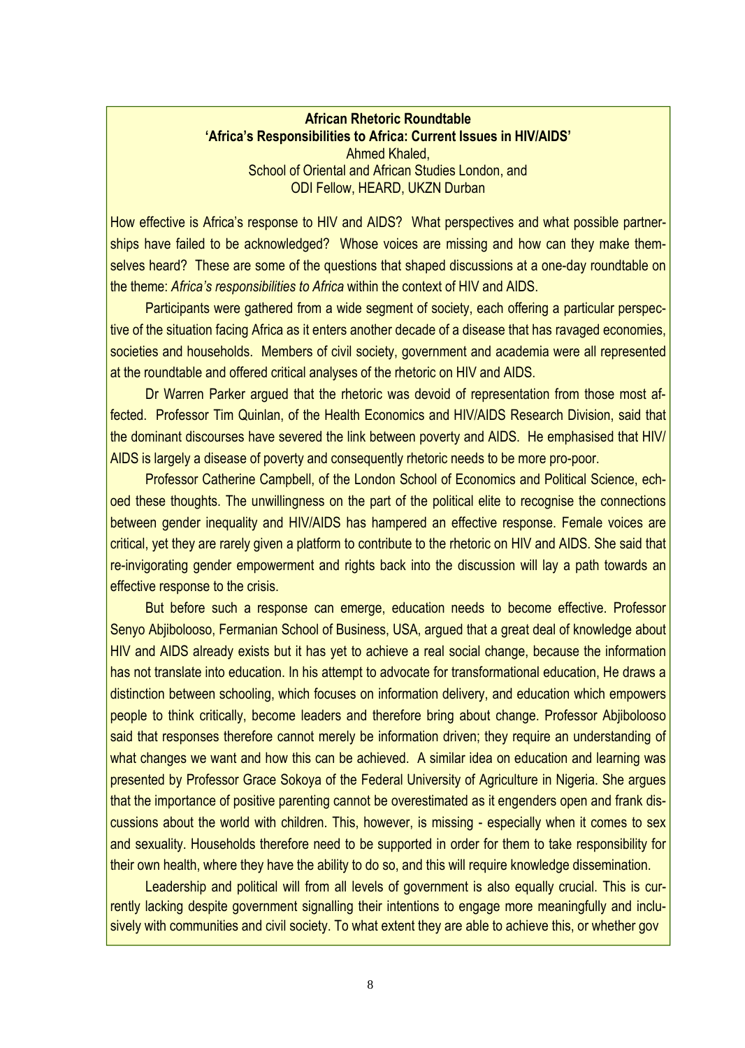**African Rhetoric Roundtable**
**'Africa's Responsibilities to Africa: Current Issues in HIV/AIDS'**
Ahmed Khaled,
School of Oriental and African Studies London, and
ODI Fellow, HEARD, UKZN Durban

How effective is Africa's response to HIV and AIDS? What perspectives and what possible partnerships have failed to be acknowledged? Whose voices are missing and how can they make themselves heard? These are some of the questions that shaped discussions at a one-day roundtable on the theme: *Africa's responsibilities to Africa* within the context of HIV and AIDS.

Participants were gathered from a wide segment of society, each offering a particular perspective of the situation facing Africa as it enters another decade of a disease that has ravaged economies, societies and households. Members of civil society, government and academia were all represented at the roundtable and offered critical analyses of the rhetoric on HIV and AIDS.

Dr Warren Parker argued that the rhetoric was devoid of representation from those most affected. Professor Tim Quinlan, of the Health Economics and HIV/AIDS Research Division, said that the dominant discourses have severed the link between poverty and AIDS. He emphasised that HIV/AIDS is largely a disease of poverty and consequently rhetoric needs to be more pro-poor.

Professor Catherine Campbell, of the London School of Economics and Political Science, echoed these thoughts. The unwillingness on the part of the political elite to recognise the connections between gender inequality and HIV/AIDS has hampered an effective response. Female voices are critical, yet they are rarely given a platform to contribute to the rhetoric on HIV and AIDS. She said that re-invigorating gender empowerment and rights back into the discussion will lay a path towards an effective response to the crisis.

But before such a response can emerge, education needs to become effective. Professor Senyo Abjibolooso, Fermanian School of Business, USA, argued that a great deal of knowledge about HIV and AIDS already exists but it has yet to achieve a real social change, because the information has not translate into education. In his attempt to advocate for transformational education, He draws a distinction between schooling, which focuses on information delivery, and education which empowers people to think critically, become leaders and therefore bring about change. Professor Abjibolooso said that responses therefore cannot merely be information driven; they require an understanding of what changes we want and how this can be achieved. A similar idea on education and learning was presented by Professor Grace Sokoya of the Federal University of Agriculture in Nigeria. She argues that the importance of positive parenting cannot be overestimated as it engenders open and frank discussions about the world with children. This, however, is missing - especially when it comes to sex and sexuality. Households therefore need to be supported in order for them to take responsibility for their own health, where they have the ability to do so, and this will require knowledge dissemination.

Leadership and political will from all levels of government is also equally crucial. This is currently lacking despite government signalling their intentions to engage more meaningfully and inclusively with communities and civil society. To what extent they are able to achieve this, or whether gov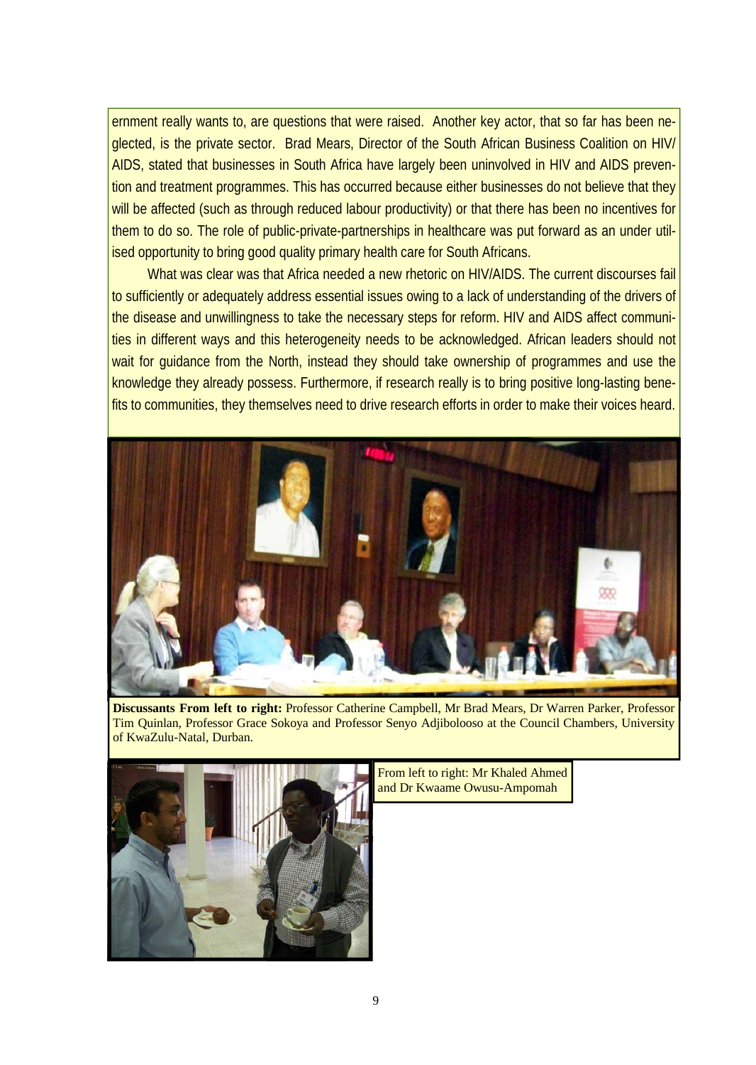ernment really wants to, are questions that were raised. Another key actor, that so far has been neglected, is the private sector. Brad Mears, Director of the South African Business Coalition on HIV/AIDS, stated that businesses in South Africa have largely been uninvolved in HIV and AIDS prevention and treatment programmes. This has occurred because either businesses do not believe that they will be affected (such as through reduced labour productivity) or that there has been no incentives for them to do so. The role of public-private-partnerships in healthcare was put forward as an under utilised opportunity to bring good quality primary health care for South Africans.

What was clear was that Africa needed a new rhetoric on HIV/AIDS. The current discourses fail to sufficiently or adequately address essential issues owing to a lack of understanding of the drivers of the disease and unwillingness to take the necessary steps for reform. HIV and AIDS affect communities in different ways and this heterogeneity needs to be acknowledged. African leaders should not wait for guidance from the North, instead they should take ownership of programmes and use the knowledge they already possess. Furthermore, if research really is to bring positive long-lasting benefits to communities, they themselves need to drive research efforts in order to make their voices heard.

**Discussants From left to right:** Professor Catherine Campbell, Mr Brad Mears, Dr Warren Parker, Professor Tim Quinlan, Professor Grace Sokoya and Professor Senyo Adjibolooso at the Council Chambers, University of KwaZulu-Natal, Durban.

From left to right: Mr Khaled Ahmed and Dr Kwaame Owusu-Ampomah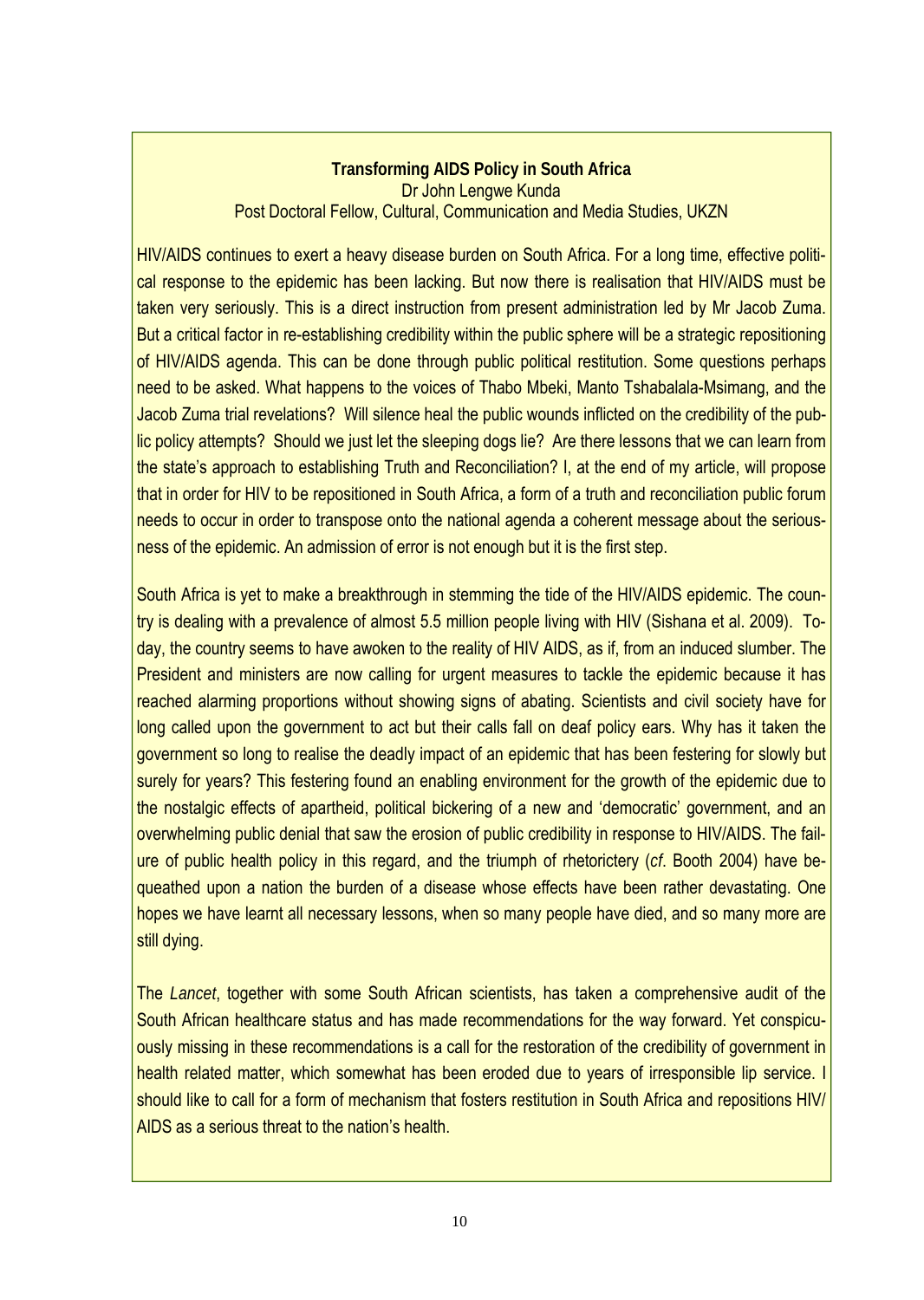## Transforming AIDS Policy in South Africa

Dr John Lengwe Kunda

Post Doctoral Fellow, Cultural, Communication and Media Studies, UKZN

HIV/AIDS continues to exert a heavy disease burden on South Africa. For a long time, effective political response to the epidemic has been lacking. But now there is realisation that HIV/AIDS must be taken very seriously. This is a direct instruction from present administration led by Mr Jacob Zuma. But a critical factor in re-establishing credibility within the public sphere will be a strategic repositioning of HIV/AIDS agenda. This can be done through public political restitution. Some questions perhaps need to be asked. What happens to the voices of Thabo Mbeki, Manto Tshabalala-Msimang, and the Jacob Zuma trial revelations? Will silence heal the public wounds inflicted on the credibility of the public policy attempts? Should we just let the sleeping dogs lie? Are there lessons that we can learn from the state's approach to establishing Truth and Reconciliation? I, at the end of my article, will propose that in order for HIV to be repositioned in South Africa, a form of a truth and reconciliation public forum needs to occur in order to transpose onto the national agenda a coherent message about the seriousness of the epidemic. An admission of error is not enough but it is the first step.

South Africa is yet to make a breakthrough in stemming the tide of the HIV/AIDS epidemic. The country is dealing with a prevalence of almost 5.5 million people living with HIV (Sishana et al. 2009). Today, the country seems to have awoken to the reality of HIV AIDS, as if, from an induced slumber. The President and ministers are now calling for urgent measures to tackle the epidemic because it has reached alarming proportions without showing signs of abating. Scientists and civil society have for long called upon the government to act but their calls fall on deaf policy ears. Why has it taken the government so long to realise the deadly impact of an epidemic that has been festering for slowly but surely for years? This festering found an enabling environment for the growth of the epidemic due to the nostalgic effects of apartheid, political bickering of a new and 'democratic' government, and an overwhelming public denial that saw the erosion of public credibility in response to HIV/AIDS. The failure of public health policy in this regard, and the triumph of rhetorictery (*cf*. Booth 2004) have bequeathed upon a nation the burden of a disease whose effects have been rather devastating. One hopes we have learnt all necessary lessons, when so many people have died, and so many more are still dying.

The *Lancet*, together with some South African scientists, has taken a comprehensive audit of the South African healthcare status and has made recommendations for the way forward. Yet conspicuously missing in these recommendations is a call for the restoration of the credibility of government in health related matter, which somewhat has been eroded due to years of irresponsible lip service. I should like to call for a form of mechanism that fosters restitution in South Africa and repositions HIV/AIDS as a serious threat to the nation's health.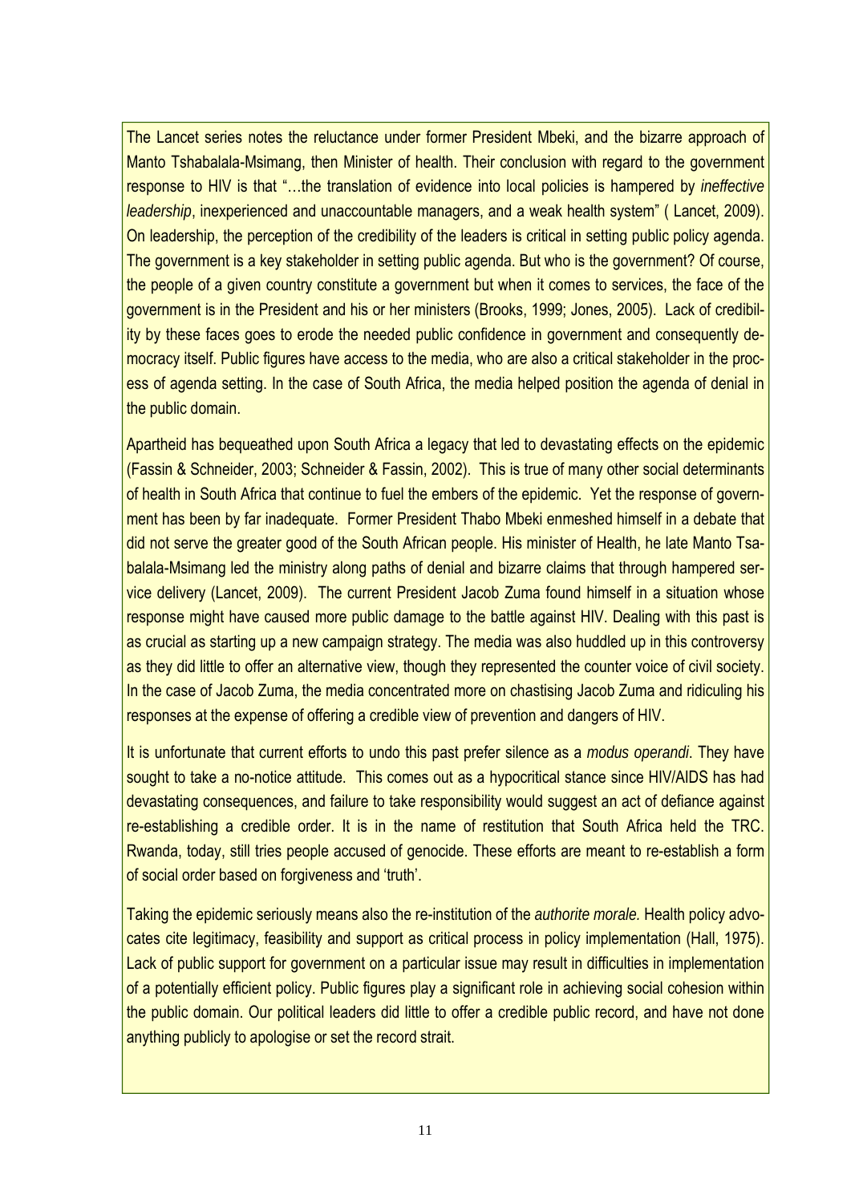The Lancet series notes the reluctance under former President Mbeki, and the bizarre approach of Manto Tshabalala-Msimang, then Minister of health. Their conclusion with regard to the government response to HIV is that "…the translation of evidence into local policies is hampered by *ineffective leadership*, inexperienced and unaccountable managers, and a weak health system" ( Lancet, 2009). On leadership, the perception of the credibility of the leaders is critical in setting public policy agenda. The government is a key stakeholder in setting public agenda. But who is the government? Of course, the people of a given country constitute a government but when it comes to services, the face of the government is in the President and his or her ministers (Brooks, 1999; Jones, 2005). Lack of credibility by these faces goes to erode the needed public confidence in government and consequently democracy itself. Public figures have access to the media, who are also a critical stakeholder in the process of agenda setting. In the case of South Africa, the media helped position the agenda of denial in the public domain.

Apartheid has bequeathed upon South Africa a legacy that led to devastating effects on the epidemic (Fassin & Schneider, 2003; Schneider & Fassin, 2002). This is true of many other social determinants of health in South Africa that continue to fuel the embers of the epidemic. Yet the response of government has been by far inadequate. Former President Thabo Mbeki enmeshed himself in a debate that did not serve the greater good of the South African people. His minister of Health, he late Manto Tsabalala-Msimang led the ministry along paths of denial and bizarre claims that through hampered service delivery (Lancet, 2009). The current President Jacob Zuma found himself in a situation whose response might have caused more public damage to the battle against HIV. Dealing with this past is as crucial as starting up a new campaign strategy. The media was also huddled up in this controversy as they did little to offer an alternative view, though they represented the counter voice of civil society. In the case of Jacob Zuma, the media concentrated more on chastising Jacob Zuma and ridiculing his responses at the expense of offering a credible view of prevention and dangers of HIV.

It is unfortunate that current efforts to undo this past prefer silence as a *modus operandi*. They have sought to take a no-notice attitude. This comes out as a hypocritical stance since HIV/AIDS has had devastating consequences, and failure to take responsibility would suggest an act of defiance against re-establishing a credible order. It is in the name of restitution that South Africa held the TRC. Rwanda, today, still tries people accused of genocide. These efforts are meant to re-establish a form of social order based on forgiveness and 'truth'.

Taking the epidemic seriously means also the re-institution of the *authorite morale.* Health policy advocates cite legitimacy, feasibility and support as critical process in policy implementation (Hall, 1975). Lack of public support for government on a particular issue may result in difficulties in implementation of a potentially efficient policy. Public figures play a significant role in achieving social cohesion within the public domain. Our political leaders did little to offer a credible public record, and have not done anything publicly to apologise or set the record strait.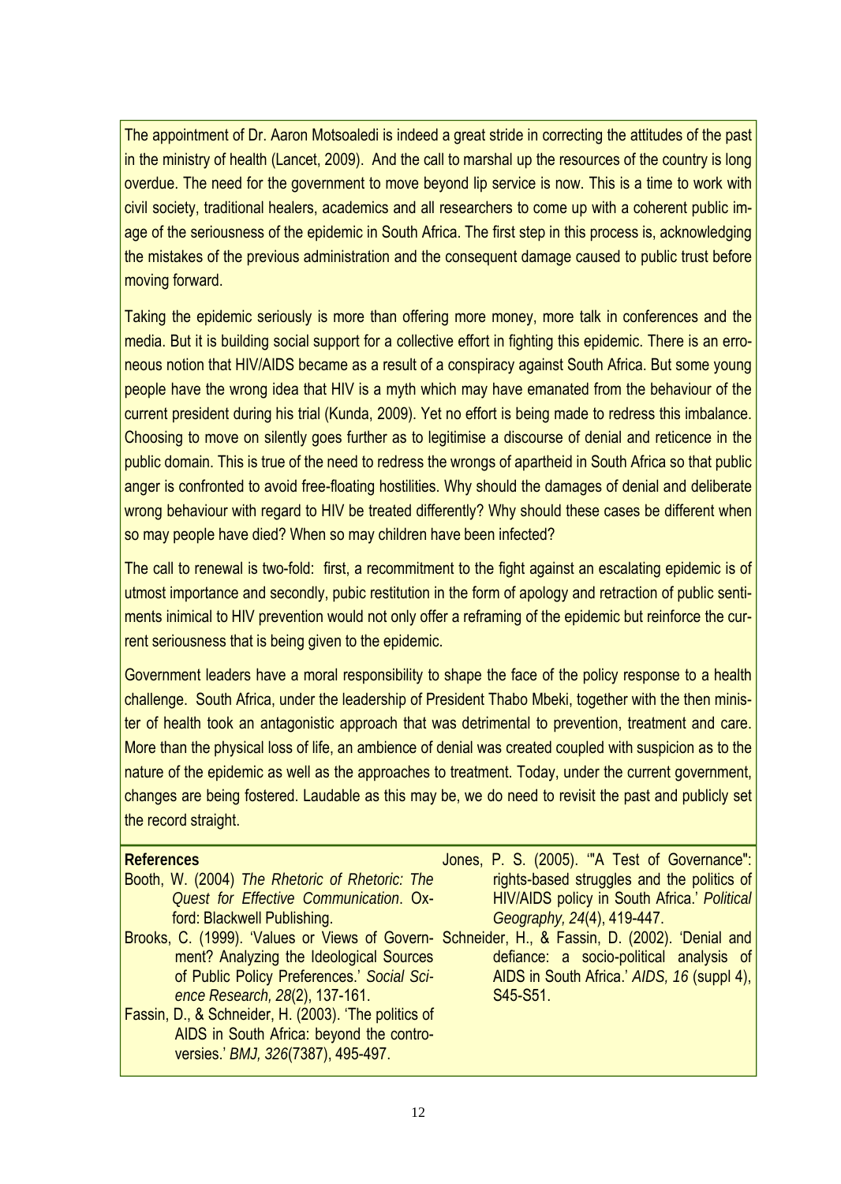The appointment of Dr. Aaron Motsoaledi is indeed a great stride in correcting the attitudes of the past in the ministry of health (Lancet, 2009). And the call to marshal up the resources of the country is long overdue. The need for the government to move beyond lip service is now. This is a time to work with civil society, traditional healers, academics and all researchers to come up with a coherent public image of the seriousness of the epidemic in South Africa. The first step in this process is, acknowledging the mistakes of the previous administration and the consequent damage caused to public trust before moving forward.

Taking the epidemic seriously is more than offering more money, more talk in conferences and the media. But it is building social support for a collective effort in fighting this epidemic. There is an erroneous notion that HIV/AIDS became as a result of a conspiracy against South Africa. But some young people have the wrong idea that HIV is a myth which may have emanated from the behaviour of the current president during his trial (Kunda, 2009). Yet no effort is being made to redress this imbalance. Choosing to move on silently goes further as to legitimise a discourse of denial and reticence in the public domain. This is true of the need to redress the wrongs of apartheid in South Africa so that public anger is confronted to avoid free-floating hostilities. Why should the damages of denial and deliberate wrong behaviour with regard to HIV be treated differently? Why should these cases be different when so may people have died? When so may children have been infected?

The call to renewal is two-fold: first, a recommitment to the fight against an escalating epidemic is of utmost importance and secondly, pubic restitution in the form of apology and retraction of public sentiments inimical to HIV prevention would not only offer a reframing of the epidemic but reinforce the current seriousness that is being given to the epidemic.

Government leaders have a moral responsibility to shape the face of the policy response to a health challenge. South Africa, under the leadership of President Thabo Mbeki, together with the then minister of health took an antagonistic approach that was detrimental to prevention, treatment and care. More than the physical loss of life, an ambience of denial was created coupled with suspicion as to the nature of the epidemic as well as the approaches to treatment. Today, under the current government, changes are being fostered. Laudable as this may be, we do need to revisit the past and publicly set the record straight.

**References**

Booth, W. (2004) *The Rhetoric of Rhetoric: The Quest for Effective Communication*. Oxford: Blackwell Publishing.

Brooks, C. (1999). 'Values or Views of Government? Analyzing the Ideological Sources of Public Policy Preferences.' *Social Science Research, 28*(2), 137-161.

Fassin, D., & Schneider, H. (2003). 'The politics of AIDS in South Africa: beyond the controversies.' *BMJ, 326*(7387), 495-497.

Jones, P. S. (2005). '"A Test of Governance": rights-based struggles and the politics of HIV/AIDS policy in South Africa.' *Political Geography, 24*(4), 419-447.

Schneider, H., & Fassin, D. (2002). 'Denial and defiance: a socio-political analysis of AIDS in South Africa.' *AIDS, 16* (suppl 4), S45-S51.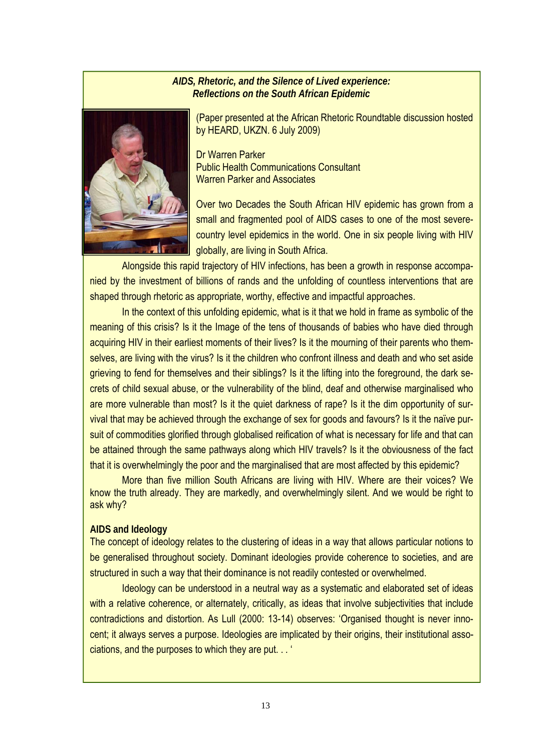***AIDS, Rhetoric, and the Silence of Lived experience: Reflections on the South African Epidemic***

(Paper presented at the African Rhetoric Roundtable discussion hosted by HEARD, UKZN. 6 July 2009)

Dr Warren Parker
Public Health Communications Consultant
Warren Parker and Associates

Over two Decades the South African HIV epidemic has grown from a small and fragmented pool of AIDS cases to one of the most severe country level epidemics in the world. One in six people living with HIV globally, are living in South Africa.

Alongside this rapid trajectory of HIV infections, has been a growth in response accompanied by the investment of billions of rands and the unfolding of countless interventions that are shaped through rhetoric as appropriate, worthy, effective and impactful approaches.

In the context of this unfolding epidemic, what is it that we hold in frame as symbolic of the meaning of this crisis? Is it the Image of the tens of thousands of babies who have died through acquiring HIV in their earliest moments of their lives? Is it the mourning of their parents who themselves, are living with the virus? Is it the children who confront illness and death and who set aside grieving to fend for themselves and their siblings? Is it the lifting into the foreground, the dark secrets of child sexual abuse, or the vulnerability of the blind, deaf and otherwise marginalised who are more vulnerable than most? Is it the quiet darkness of rape? Is it the dim opportunity of survival that may be achieved through the exchange of sex for goods and favours? Is it the naïve pursuit of commodities glorified through globalised reification of what is necessary for life and that can be attained through the same pathways along which HIV travels? Is it the obviousness of the fact that it is overwhelmingly the poor and the marginalised that are most affected by this epidemic?

More than five million South Africans are living with HIV. Where are their voices? We know the truth already. They are markedly, and overwhelmingly silent. And we would be right to ask why?

**AIDS and Ideology**

The concept of ideology relates to the clustering of ideas in a way that allows particular notions to be generalised throughout society. Dominant ideologies provide coherence to societies, and are structured in such a way that their dominance is not readily contested or overwhelmed.

Ideology can be understood in a neutral way as a systematic and elaborated set of ideas with a relative coherence, or alternately, critically, as ideas that involve subjectivities that include contradictions and distortion. As Lull (2000: 13-14) observes: 'Organised thought is never innocent; it always serves a purpose. Ideologies are implicated by their origins, their institutional associations, and the purposes to which they are put. . . '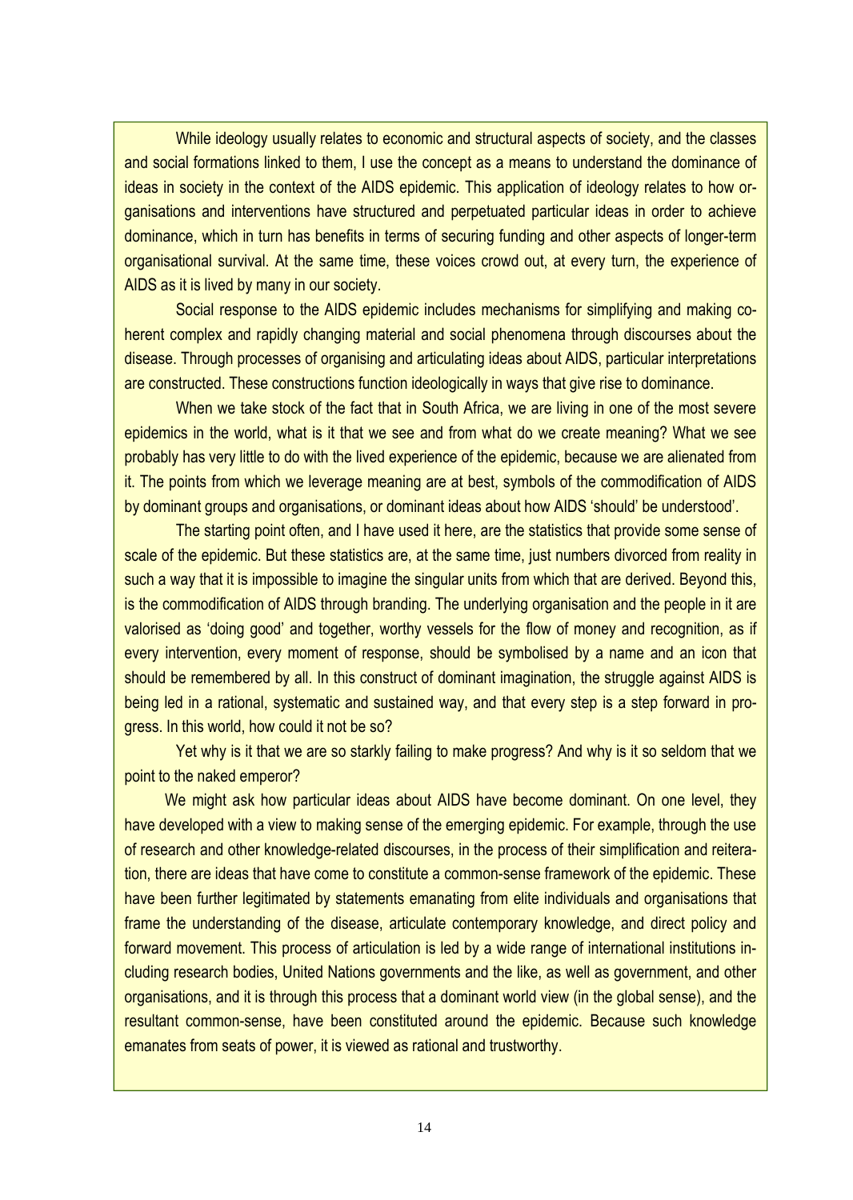While ideology usually relates to economic and structural aspects of society, and the classes and social formations linked to them, I use the concept as a means to understand the dominance of ideas in society in the context of the AIDS epidemic. This application of ideology relates to how organisations and interventions have structured and perpetuated particular ideas in order to achieve dominance, which in turn has benefits in terms of securing funding and other aspects of longer-term organisational survival. At the same time, these voices crowd out, at every turn, the experience of AIDS as it is lived by many in our society.

Social response to the AIDS epidemic includes mechanisms for simplifying and making coherent complex and rapidly changing material and social phenomena through discourses about the disease. Through processes of organising and articulating ideas about AIDS, particular interpretations are constructed. These constructions function ideologically in ways that give rise to dominance.

When we take stock of the fact that in South Africa, we are living in one of the most severe epidemics in the world, what is it that we see and from what do we create meaning? What we see probably has very little to do with the lived experience of the epidemic, because we are alienated from it. The points from which we leverage meaning are at best, symbols of the commodification of AIDS by dominant groups and organisations, or dominant ideas about how AIDS 'should' be understood'.

The starting point often, and I have used it here, are the statistics that provide some sense of scale of the epidemic. But these statistics are, at the same time, just numbers divorced from reality in such a way that it is impossible to imagine the singular units from which that are derived. Beyond this, is the commodification of AIDS through branding. The underlying organisation and the people in it are valorised as 'doing good' and together, worthy vessels for the flow of money and recognition, as if every intervention, every moment of response, should be symbolised by a name and an icon that should be remembered by all. In this construct of dominant imagination, the struggle against AIDS is being led in a rational, systematic and sustained way, and that every step is a step forward in progress. In this world, how could it not be so?

Yet why is it that we are so starkly failing to make progress? And why is it so seldom that we point to the naked emperor?

We might ask how particular ideas about AIDS have become dominant. On one level, they have developed with a view to making sense of the emerging epidemic. For example, through the use of research and other knowledge-related discourses, in the process of their simplification and reiteration, there are ideas that have come to constitute a common-sense framework of the epidemic. These have been further legitimated by statements emanating from elite individuals and organisations that frame the understanding of the disease, articulate contemporary knowledge, and direct policy and forward movement. This process of articulation is led by a wide range of international institutions including research bodies, United Nations governments and the like, as well as government, and other organisations, and it is through this process that a dominant world view (in the global sense), and the resultant common-sense, have been constituted around the epidemic. Because such knowledge emanates from seats of power, it is viewed as rational and trustworthy.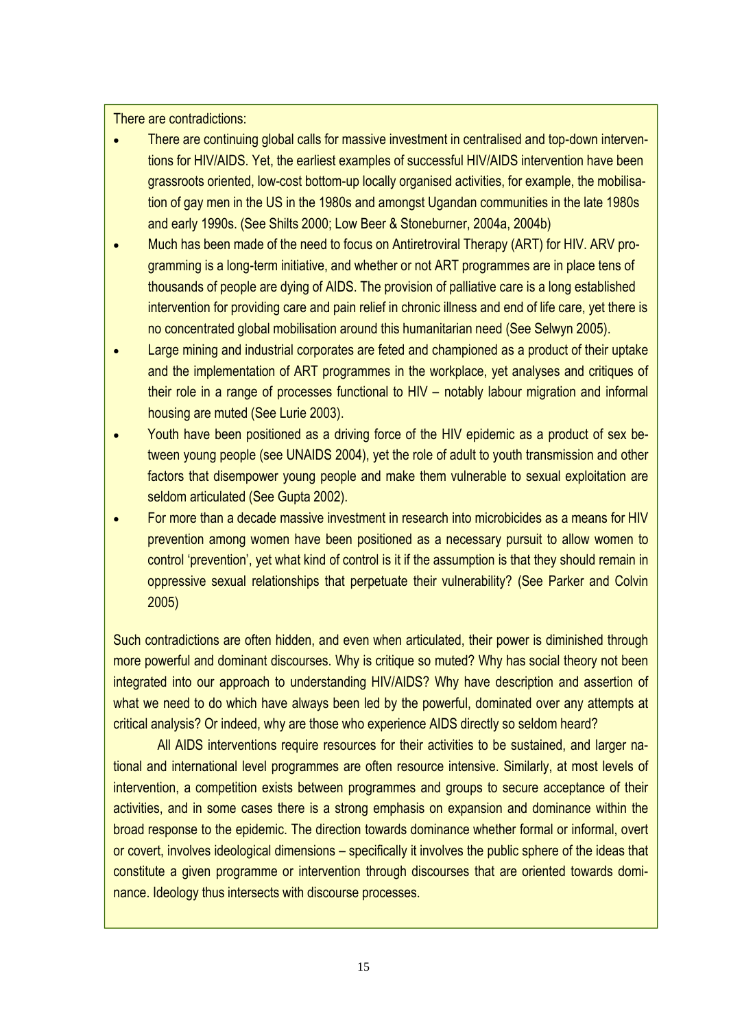There are contradictions:

- There are continuing global calls for massive investment in centralised and top-down interventions for HIV/AIDS. Yet, the earliest examples of successful HIV/AIDS intervention have been grassroots oriented, low-cost bottom-up locally organised activities, for example, the mobilisation of gay men in the US in the 1980s and amongst Ugandan communities in the late 1980s and early 1990s. (See Shilts 2000; Low Beer & Stoneburner, 2004a, 2004b)
- Much has been made of the need to focus on Antiretroviral Therapy (ART) for HIV. ARV programming is a long-term initiative, and whether or not ART programmes are in place tens of thousands of people are dying of AIDS. The provision of palliative care is a long established intervention for providing care and pain relief in chronic illness and end of life care, yet there is no concentrated global mobilisation around this humanitarian need (See Selwyn 2005).
- Large mining and industrial corporates are feted and championed as a product of their uptake and the implementation of ART programmes in the workplace, yet analyses and critiques of their role in a range of processes functional to HIV – notably labour migration and informal housing are muted (See Lurie 2003).
- Youth have been positioned as a driving force of the HIV epidemic as a product of sex between young people (see UNAIDS 2004), yet the role of adult to youth transmission and other factors that disempower young people and make them vulnerable to sexual exploitation are seldom articulated (See Gupta 2002).
- For more than a decade massive investment in research into microbicides as a means for HIV prevention among women have been positioned as a necessary pursuit to allow women to control 'prevention', yet what kind of control is it if the assumption is that they should remain in oppressive sexual relationships that perpetuate their vulnerability? (See Parker and Colvin 2005)

Such contradictions are often hidden, and even when articulated, their power is diminished through more powerful and dominant discourses. Why is critique so muted? Why has social theory not been integrated into our approach to understanding HIV/AIDS? Why have description and assertion of what we need to do which have always been led by the powerful, dominated over any attempts at critical analysis? Or indeed, why are those who experience AIDS directly so seldom heard?

All AIDS interventions require resources for their activities to be sustained, and larger national and international level programmes are often resource intensive. Similarly, at most levels of intervention, a competition exists between programmes and groups to secure acceptance of their activities, and in some cases there is a strong emphasis on expansion and dominance within the broad response to the epidemic. The direction towards dominance whether formal or informal, overt or covert, involves ideological dimensions – specifically it involves the public sphere of the ideas that constitute a given programme or intervention through discourses that are oriented towards dominance. Ideology thus intersects with discourse processes.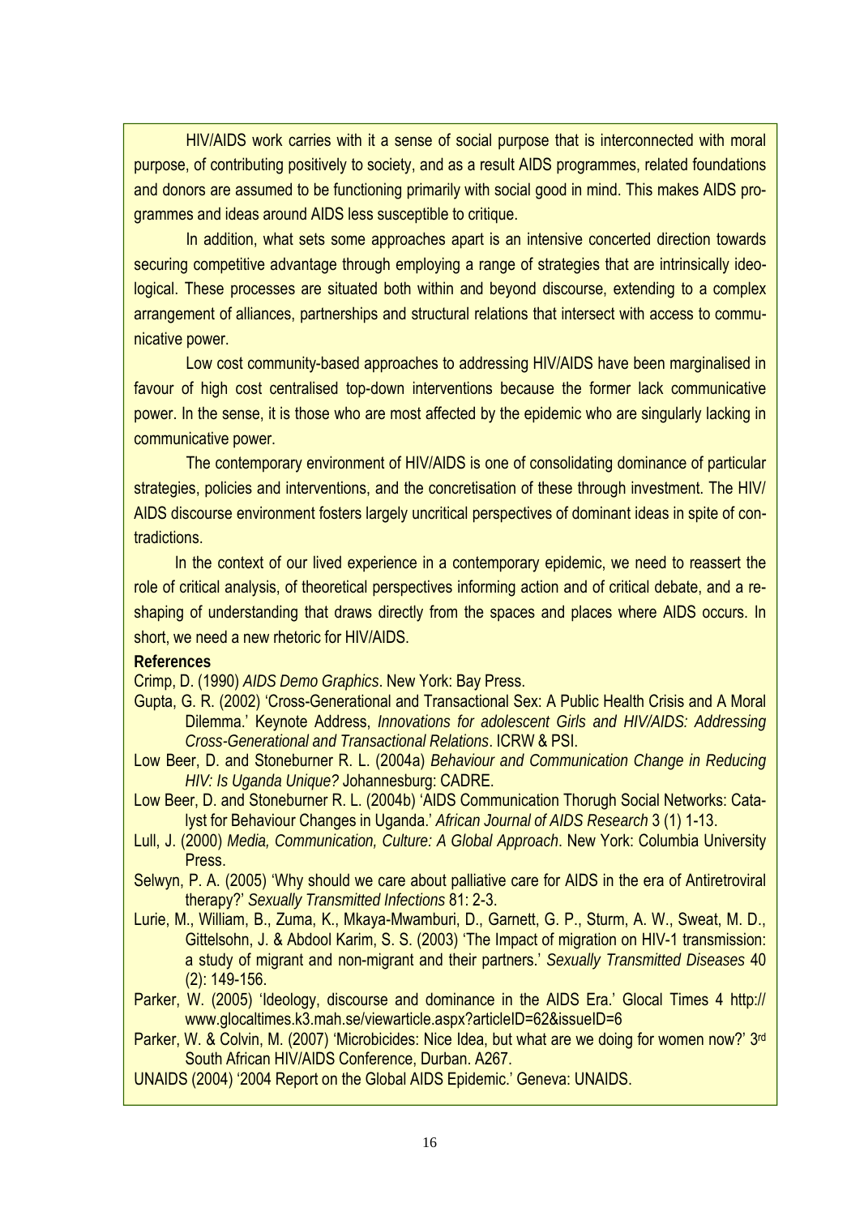HIV/AIDS work carries with it a sense of social purpose that is interconnected with moral purpose, of contributing positively to society, and as a result AIDS programmes, related foundations and donors are assumed to be functioning primarily with social good in mind. This makes AIDS programmes and ideas around AIDS less susceptible to critique.

In addition, what sets some approaches apart is an intensive concerted direction towards securing competitive advantage through employing a range of strategies that are intrinsically ideological. These processes are situated both within and beyond discourse, extending to a complex arrangement of alliances, partnerships and structural relations that intersect with access to communicative power.

Low cost community-based approaches to addressing HIV/AIDS have been marginalised in favour of high cost centralised top-down interventions because the former lack communicative power. In the sense, it is those who are most affected by the epidemic who are singularly lacking in communicative power.

The contemporary environment of HIV/AIDS is one of consolidating dominance of particular strategies, policies and interventions, and the concretisation of these through investment. The HIV/AIDS discourse environment fosters largely uncritical perspectives of dominant ideas in spite of contradictions.

In the context of our lived experience in a contemporary epidemic, we need to reassert the role of critical analysis, of theoretical perspectives informing action and of critical debate, and a reshaping of understanding that draws directly from the spaces and places where AIDS occurs. In short, we need a new rhetoric for HIV/AIDS.

**References**

Crimp, D. (1990) *AIDS Demo Graphics*. New York: Bay Press.

Gupta, G. R. (2002) 'Cross-Generational and Transactional Sex: A Public Health Crisis and A Moral Dilemma.' Keynote Address, *Innovations for adolescent Girls and HIV/AIDS: Addressing Cross-Generational and Transactional Relations*. ICRW & PSI.

Low Beer, D. and Stoneburner R. L. (2004a) *Behaviour and Communication Change in Reducing HIV: Is Uganda Unique?* Johannesburg: CADRE.

Low Beer, D. and Stoneburner R. L. (2004b) 'AIDS Communication Thorugh Social Networks: Catalyst for Behaviour Changes in Uganda.' *African Journal of AIDS Research* 3 (1) 1-13.

Lull, J. (2000) *Media, Communication, Culture: A Global Approach*. New York: Columbia University Press.

Selwyn, P. A. (2005) 'Why should we care about palliative care for AIDS in the era of Antiretroviral therapy?' *Sexually Transmitted Infections* 81: 2-3.

Lurie, M., William, B., Zuma, K., Mkaya-Mwamburi, D., Garnett, G. P., Sturm, A. W., Sweat, M. D., Gittelsohn, J. & Abdool Karim, S. S. (2003) 'The Impact of migration on HIV-1 transmission: a study of migrant and non-migrant and their partners.' *Sexually Transmitted Diseases* 40 (2): 149-156.

Parker, W. (2005) 'Ideology, discourse and dominance in the AIDS Era.' Glocal Times 4 http://www.glocaltimes.k3.mah.se/viewarticle.aspx?articleID=62&issueID=6

Parker, W. & Colvin, M. (2007) 'Microbicides: Nice Idea, but what are we doing for women now?' 3rd South African HIV/AIDS Conference, Durban. A267.

UNAIDS (2004) '2004 Report on the Global AIDS Epidemic.' Geneva: UNAIDS.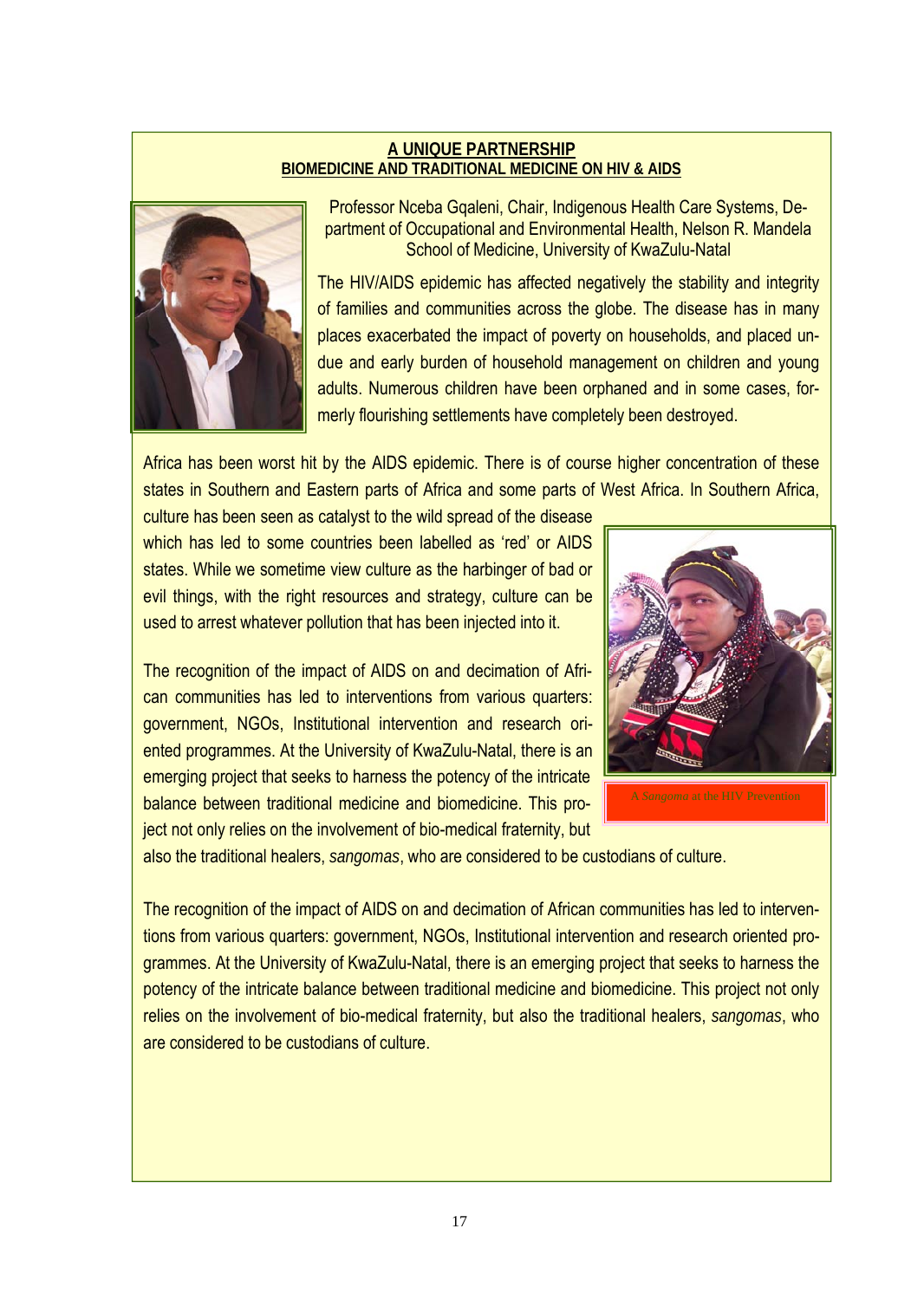**A UNIQUE PARTNERSHIP**
**BIOMEDICINE AND TRADITIONAL MEDICINE ON HIV & AIDS**

Professor Nceba Gqaleni, Chair, Indigenous Health Care Systems, Department of Occupational and Environmental Health, Nelson R. Mandela School of Medicine, University of KwaZulu-Natal

The HIV/AIDS epidemic has affected negatively the stability and integrity of families and communities across the globe. The disease has in many places exacerbated the impact of poverty on households, and placed undue and early burden of household management on children and young adults. Numerous children have been orphaned and in some cases, formerly flourishing settlements have completely been destroyed.

Africa has been worst hit by the AIDS epidemic. There is of course higher concentration of these states in Southern and Eastern parts of Africa and some parts of West Africa. In Southern Africa, culture has been seen as catalyst to the wild spread of the disease which has led to some countries been labelled as 'red' or AIDS states. While we sometime view culture as the harbinger of bad or evil things, with the right resources and strategy, culture can be used to arrest whatever pollution that has been injected into it.

The recognition of the impact of AIDS on and decimation of African communities has led to interventions from various quarters: government, NGOs, Institutional intervention and research oriented programmes. At the University of KwaZulu-Natal, there is an emerging project that seeks to harness the potency of the intricate balance between traditional medicine and biomedicine. This project not only relies on the involvement of bio-medical fraternity, but also the traditional healers, *sangomas*, who are considered to be custodians of culture.

A *Sangoma* at the HIV Prevention

The recognition of the impact of AIDS on and decimation of African communities has led to interventions from various quarters: government, NGOs, Institutional intervention and research oriented programmes. At the University of KwaZulu-Natal, there is an emerging project that seeks to harness the potency of the intricate balance between traditional medicine and biomedicine. This project not only relies on the involvement of bio-medical fraternity, but also the traditional healers, *sangomas*, who are considered to be custodians of culture.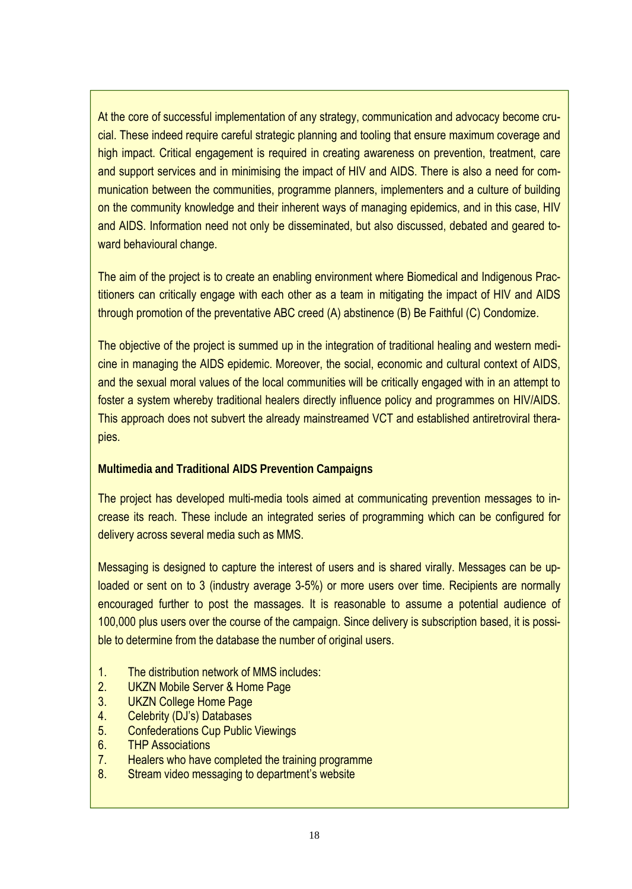At the core of successful implementation of any strategy, communication and advocacy become crucial. These indeed require careful strategic planning and tooling that ensure maximum coverage and high impact. Critical engagement is required in creating awareness on prevention, treatment, care and support services and in minimising the impact of HIV and AIDS. There is also a need for communication between the communities, programme planners, implementers and a culture of building on the community knowledge and their inherent ways of managing epidemics, and in this case, HIV and AIDS. Information need not only be disseminated, but also discussed, debated and geared toward behavioural change.

The aim of the project is to create an enabling environment where Biomedical and Indigenous Practitioners can critically engage with each other as a team in mitigating the impact of HIV and AIDS through promotion of the preventative ABC creed (A) abstinence (B) Be Faithful (C) Condomize.

The objective of the project is summed up in the integration of traditional healing and western medicine in managing the AIDS epidemic. Moreover, the social, economic and cultural context of AIDS, and the sexual moral values of the local communities will be critically engaged with in an attempt to foster a system whereby traditional healers directly influence policy and programmes on HIV/AIDS. This approach does not subvert the already mainstreamed VCT and established antiretroviral therapies.

**Multimedia and Traditional AIDS Prevention Campaigns**

The project has developed multi-media tools aimed at communicating prevention messages to increase its reach. These include an integrated series of programming which can be configured for delivery across several media such as MMS.

Messaging is designed to capture the interest of users and is shared virally. Messages can be uploaded or sent on to 3 (industry average 3-5%) or more users over time. Recipients are normally encouraged further to post the massages. It is reasonable to assume a potential audience of 100,000 plus users over the course of the campaign. Since delivery is subscription based, it is possible to determine from the database the number of original users.

1. The distribution network of MMS includes:
2. UKZN Mobile Server & Home Page
3. UKZN College Home Page
4. Celebrity (DJ's) Databases
5. Confederations Cup Public Viewings
6. THP Associations
7. Healers who have completed the training programme
8. Stream video messaging to department's website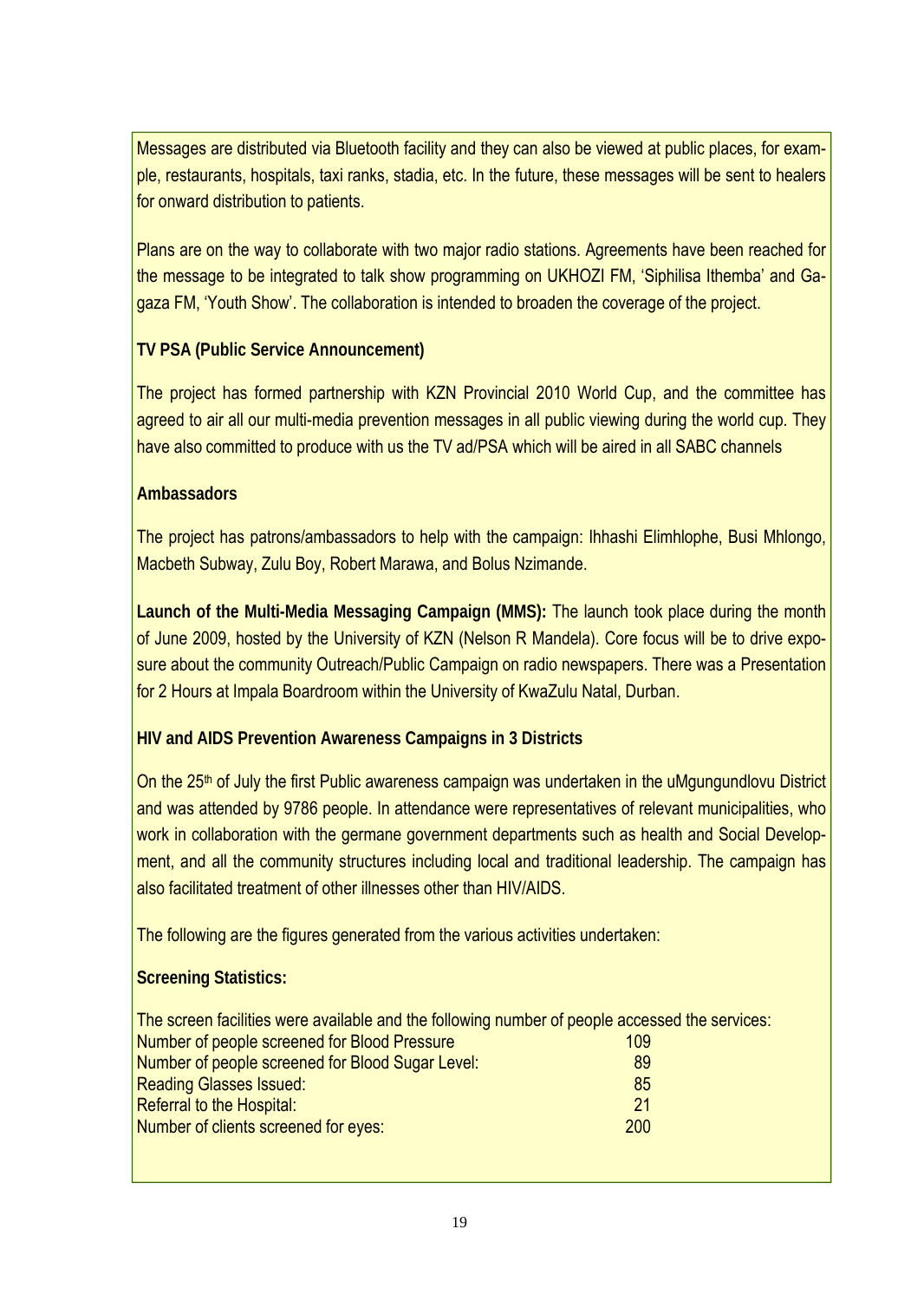Messages are distributed via Bluetooth facility and they can also be viewed at public places, for example, restaurants, hospitals, taxi ranks, stadia, etc. In the future, these messages will be sent to healers for onward distribution to patients.

Plans are on the way to collaborate with two major radio stations. Agreements have been reached for the message to be integrated to talk show programming on UKHOZI FM, 'Siphilisa Ithemba' and Gagaza FM, 'Youth Show'. The collaboration is intended to broaden the coverage of the project.

**TV PSA (Public Service Announcement)**

The project has formed partnership with KZN Provincial 2010 World Cup, and the committee has agreed to air all our multi-media prevention messages in all public viewing during the world cup. They have also committed to produce with us the TV ad/PSA which will be aired in all SABC channels

**Ambassadors**

The project has patrons/ambassadors to help with the campaign: Ihhashi Elimhlophe, Busi Mhlongo, Macbeth Subway, Zulu Boy, Robert Marawa, and Bolus Nzimande.

**Launch of the Multi-Media Messaging Campaign (MMS):** The launch took place during the month of June 2009, hosted by the University of KZN (Nelson R Mandela). Core focus will be to drive exposure about the community Outreach/Public Campaign on radio newspapers. There was a Presentation for 2 Hours at Impala Boardroom within the University of KwaZulu Natal, Durban.

**HIV and AIDS Prevention Awareness Campaigns in 3 Districts**

On the 25th of July the first Public awareness campaign was undertaken in the uMgungundlovu District and was attended by 9786 people. In attendance were representatives of relevant municipalities, who work in collaboration with the germane government departments such as health and Social Development, and all the community structures including local and traditional leadership. The campaign has also facilitated treatment of other illnesses other than HIV/AIDS.

The following are the figures generated from the various activities undertaken:

**Screening Statistics:**

The screen facilities were available and the following number of people accessed the services:

| | |
|---|---|
| Number of people screened for Blood Pressure | 109 |
| Number of people screened for Blood Sugar Level: | 89 |
| Reading Glasses Issued: | 85 |
| Referral to the Hospital: | 21 |
| Number of clients screened for eyes: | 200 |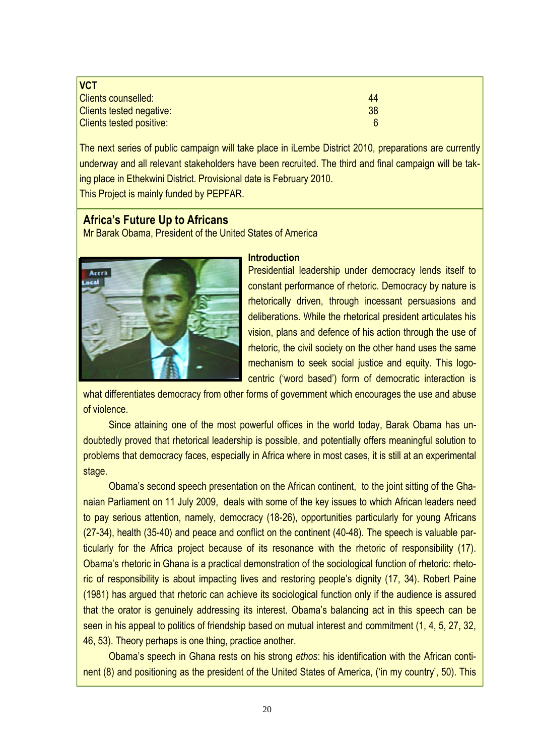**VCT**

| | |
|---|---|
| Clients counselled: | 44 |
| Clients tested negative: | 38 |
| Clients tested positive: | 6 |

The next series of public campaign will take place in iLembe District 2010, preparations are currently underway and all relevant stakeholders have been recruited. The third and final campaign will be taking place in Ethekwini District. Provisional date is February 2010.

This Project is mainly funded by PEPFAR.

## Africa's Future Up to Africans

Mr Barak Obama, President of the United States of America

### Introduction

Presidential leadership under democracy lends itself to constant performance of rhetoric. Democracy by nature is rhetorically driven, through incessant persuasions and deliberations. While the rhetorical president articulates his vision, plans and defence of his action through the use of rhetoric, the civil society on the other hand uses the same mechanism to seek social justice and equity. This logocentric ('word based') form of democratic interaction is what differentiates democracy from other forms of government which encourages the use and abuse of violence.

Since attaining one of the most powerful offices in the world today, Barak Obama has undoubtedly proved that rhetorical leadership is possible, and potentially offers meaningful solution to problems that democracy faces, especially in Africa where in most cases, it is still at an experimental stage.

Obama's second speech presentation on the African continent, to the joint sitting of the Ghanaian Parliament on 11 July 2009, deals with some of the key issues to which African leaders need to pay serious attention, namely, democracy (18-26), opportunities particularly for young Africans (27-34), health (35-40) and peace and conflict on the continent (40-48). The speech is valuable particularly for the Africa project because of its resonance with the rhetoric of responsibility (17). Obama's rhetoric in Ghana is a practical demonstration of the sociological function of rhetoric: rhetoric of responsibility is about impacting lives and restoring people's dignity (17, 34). Robert Paine (1981) has argued that rhetoric can achieve its sociological function only if the audience is assured that the orator is genuinely addressing its interest. Obama's balancing act in this speech can be seen in his appeal to politics of friendship based on mutual interest and commitment (1, 4, 5, 27, 32, 46, 53). Theory perhaps is one thing, practice another.

Obama's speech in Ghana rests on his strong *ethos*: his identification with the African continent (8) and positioning as the president of the United States of America, ('in my country', 50). This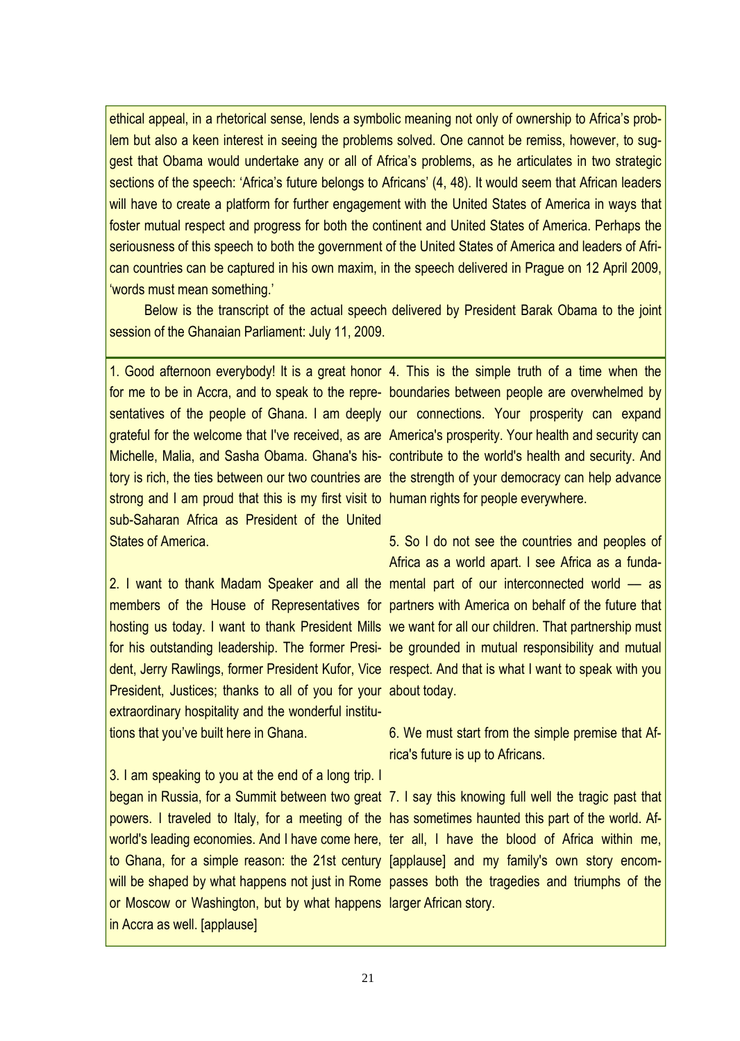ethical appeal, in a rhetorical sense, lends a symbolic meaning not only of ownership to Africa's problem but also a keen interest in seeing the problems solved. One cannot be remiss, however, to suggest that Obama would undertake any or all of Africa's problems, as he articulates in two strategic sections of the speech: 'Africa's future belongs to Africans' (4, 48). It would seem that African leaders will have to create a platform for further engagement with the United States of America in ways that foster mutual respect and progress for both the continent and United States of America. Perhaps the seriousness of this speech to both the government of the United States of America and leaders of African countries can be captured in his own maxim, in the speech delivered in Prague on 12 April 2009, 'words must mean something.'

Below is the transcript of the actual speech delivered by President Barak Obama to the joint session of the Ghanaian Parliament: July 11, 2009.

1. Good afternoon everybody! It is a great honor for me to be in Accra, and to speak to the representatives of the people of Ghana. I am deeply grateful for the welcome that I've received, as are Michelle, Malia, and Sasha Obama. Ghana's history is rich, the ties between our two countries are strong and I am proud that this is my first visit to sub-Saharan Africa as President of the United States of America.

2. I want to thank Madam Speaker and all the members of the House of Representatives for hosting us today. I want to thank President Mills for his outstanding leadership. The former President, Jerry Rawlings, former President Kufor, Vice President, Justices; thanks to all of you for your extraordinary hospitality and the wonderful institutions that you've built here in Ghana.

3. I am speaking to you at the end of a long trip. I began in Russia, for a Summit between two great powers. I traveled to Italy, for a meeting of the world's leading economies. And I have come here, to Ghana, for a simple reason: the 21st century will be shaped by what happens not just in Rome or Moscow or Washington, but by what happens in Accra as well. [applause]

4. This is the simple truth of a time when the boundaries between people are overwhelmed by our connections. Your prosperity can expand America's prosperity. Your health and security can contribute to the world's health and security. And the strength of your democracy can help advance human rights for people everywhere.

5. So I do not see the countries and peoples of Africa as a world apart. I see Africa as a fundamental part of our interconnected world — as partners with America on behalf of the future that we want for all our children. That partnership must be grounded in mutual responsibility and mutual respect. And that is what I want to speak with you about today.

6. We must start from the simple premise that Africa's future is up to Africans.

7. I say this knowing full well the tragic past that has sometimes haunted this part of the world. After all, I have the blood of Africa within me, [applause] and my family's own story encompasses both the tragedies and triumphs of the larger African story.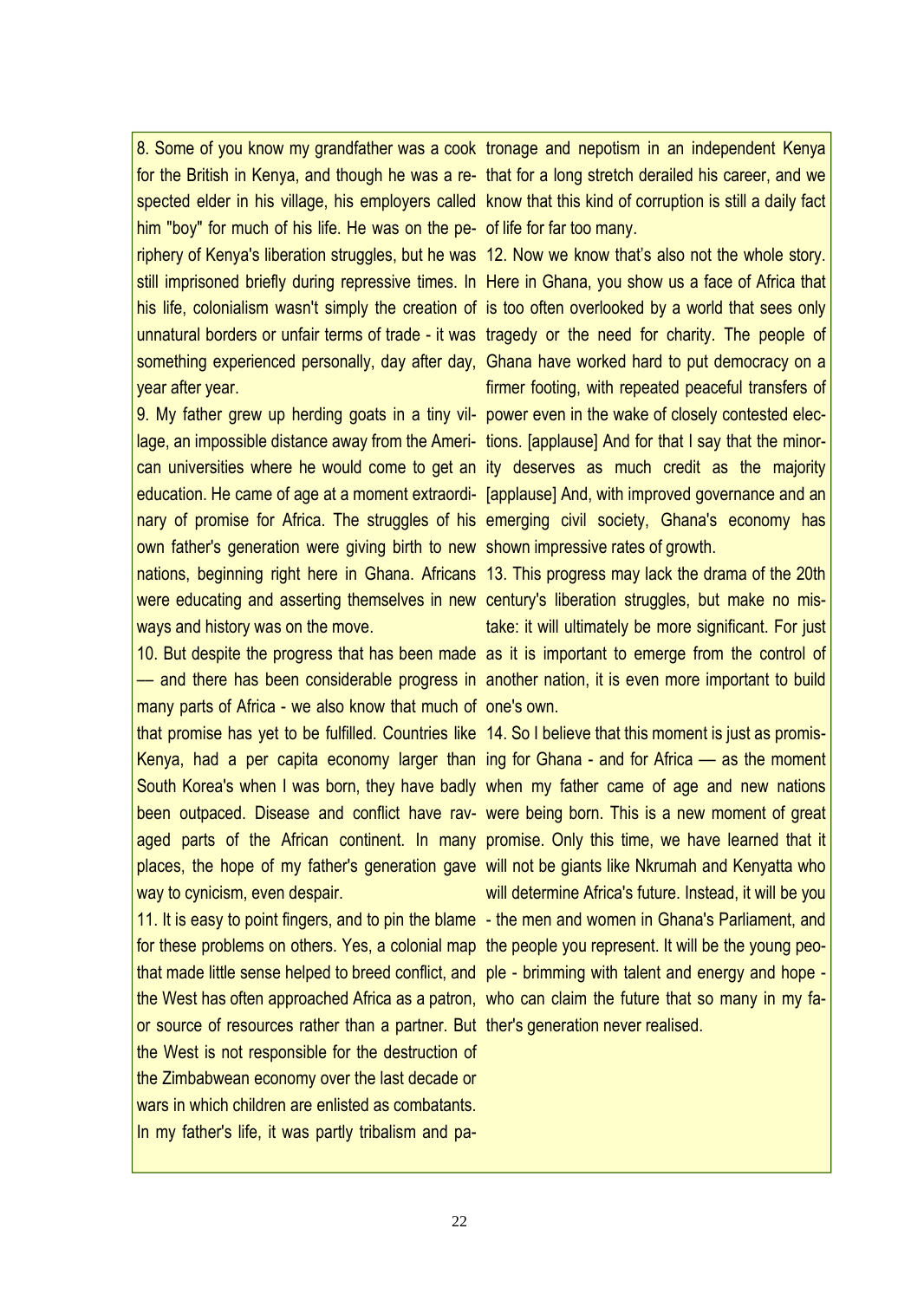8. Some of you know my grandfather was a cook for the British in Kenya, and though he was a respected elder in his village, his employers called him "boy" for much of his life. He was on the periphery of Kenya's liberation struggles, but he was still imprisoned briefly during repressive times. In his life, colonialism wasn't simply the creation of unnatural borders or unfair terms of trade - it was something experienced personally, day after day, year after year.

9. My father grew up herding goats in a tiny village, an impossible distance away from the American universities where he would come to get an education. He came of age at a moment extraordinary of promise for Africa. The struggles of his own father's generation were giving birth to new nations, beginning right here in Ghana. Africans were educating and asserting themselves in new ways and history was on the move.

10. But despite the progress that has been made — and there has been considerable progress in many parts of Africa - we also know that much of that promise has yet to be fulfilled. Countries like Kenya, had a per capita economy larger than South Korea's when I was born, they have badly been outpaced. Disease and conflict have ravaged parts of the African continent. In many places, the hope of my father's generation gave way to cynicism, even despair.

11. It is easy to point fingers, and to pin the blame for these problems on others. Yes, a colonial map that made little sense helped to breed conflict, and the West has often approached Africa as a patron, or source of resources rather than a partner. But the West is not responsible for the destruction of the Zimbabwean economy over the last decade or wars in which children are enlisted as combatants. In my father's life, it was partly tribalism and patronage and nepotism in an independent Kenya that for a long stretch derailed his career, and we know that this kind of corruption is still a daily fact of life for far too many.

12. Now we know that's also not the whole story. Here in Ghana, you show us a face of Africa that is too often overlooked by a world that sees only tragedy or the need for charity. The people of Ghana have worked hard to put democracy on a firmer footing, with repeated peaceful transfers of power even in the wake of closely contested elections. [applause] And for that I say that the minority deserves as much credit as the majority [applause] And, with improved governance and an emerging civil society, Ghana's economy has shown impressive rates of growth.

13. This progress may lack the drama of the 20th century's liberation struggles, but make no mistake: it will ultimately be more significant. For just as it is important to emerge from the control of another nation, it is even more important to build one's own.

14. So I believe that this moment is just as promising for Ghana - and for Africa — as the moment when my father came of age and new nations were being born. This is a new moment of great promise. Only this time, we have learned that it will not be giants like Nkrumah and Kenyatta who will determine Africa's future. Instead, it will be you - the men and women in Ghana's Parliament, and the people you represent. It will be the young people - brimming with talent and energy and hope - who can claim the future that so many in my father's generation never realised.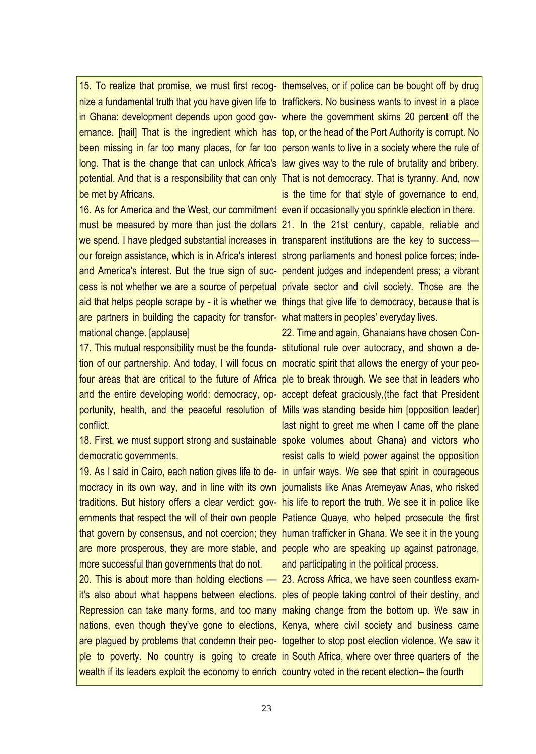15. To realize that promise, we must first recognize a fundamental truth that you have given life to in Ghana: development depends upon good governance. [hail] That is the ingredient which has been missing in far too many places, for far too long. That is the change that can unlock Africa's potential. And that is a responsibility that can only be met by Africans.

16. As for America and the West, our commitment must be measured by more than just the dollars we spend. I have pledged substantial increases in our foreign assistance, which is in Africa's interest and America's interest. But the true sign of success is not whether we are a source of perpetual aid that helps people scrape by - it is whether we are partners in building the capacity for transformational change. [applause]

17. This mutual responsibility must be the foundation of our partnership. And today, I will focus on four areas that are critical to the future of Africa and the entire developing world: democracy, opportunity, health, and the peaceful resolution of conflict.

18. First, we must support strong and sustainable democratic governments.

19. As I said in Cairo, each nation gives life to democracy in its own way, and in line with its own traditions. But history offers a clear verdict: governments that respect the will of their own people that govern by consensus, and not coercion; they are more prosperous, they are more stable, and more successful than governments that do not.

20. This is about more than holding elections — it's also about what happens between elections. Repression can take many forms, and too many nations, even though they've gone to elections, are plagued by problems that condemn their people to poverty. No country is going to create wealth if its leaders exploit the economy to enrich themselves, or if police can be bought off by drug traffickers. No business wants to invest in a place where the government skims 20 percent off the top, or the head of the Port Authority is corrupt. No person wants to live in a society where the rule of law gives way to the rule of brutality and bribery. That is not democracy. That is tyranny. And, now is the time for that style of governance to end, even if occasionally you sprinkle election in there.

21. In the 21st century, capable, reliable and transparent institutions are the key to success—strong parliaments and honest police forces; independent judges and independent press; a vibrant private sector and civil society. Those are the things that give life to democracy, because that is what matters in peoples' everyday lives.

22. Time and again, Ghanaians have chosen Constitutional rule over autocracy, and shown a democratic spirit that allows the energy of your people to break through. We see that in leaders who accept defeat graciously,(the fact that President Mills was standing beside him [opposition leader] last night to greet me when I came off the plane spoke volumes about Ghana) and victors who resist calls to wield power against the opposition in unfair ways. We see that spirit in courageous journalists like Anas Aremeyaw Anas, who risked his life to report the truth. We see it in police like Patience Quaye, who helped prosecute the first human trafficker in Ghana. We see it in the young people who are speaking up against patronage, and participating in the political process.

23. Across Africa, we have seen countless examples of people taking control of their destiny, and making change from the bottom up. We saw in Kenya, where civil society and business came together to stop post election violence. We saw it in South Africa, where over three quarters of the country voted in the recent election– the fourth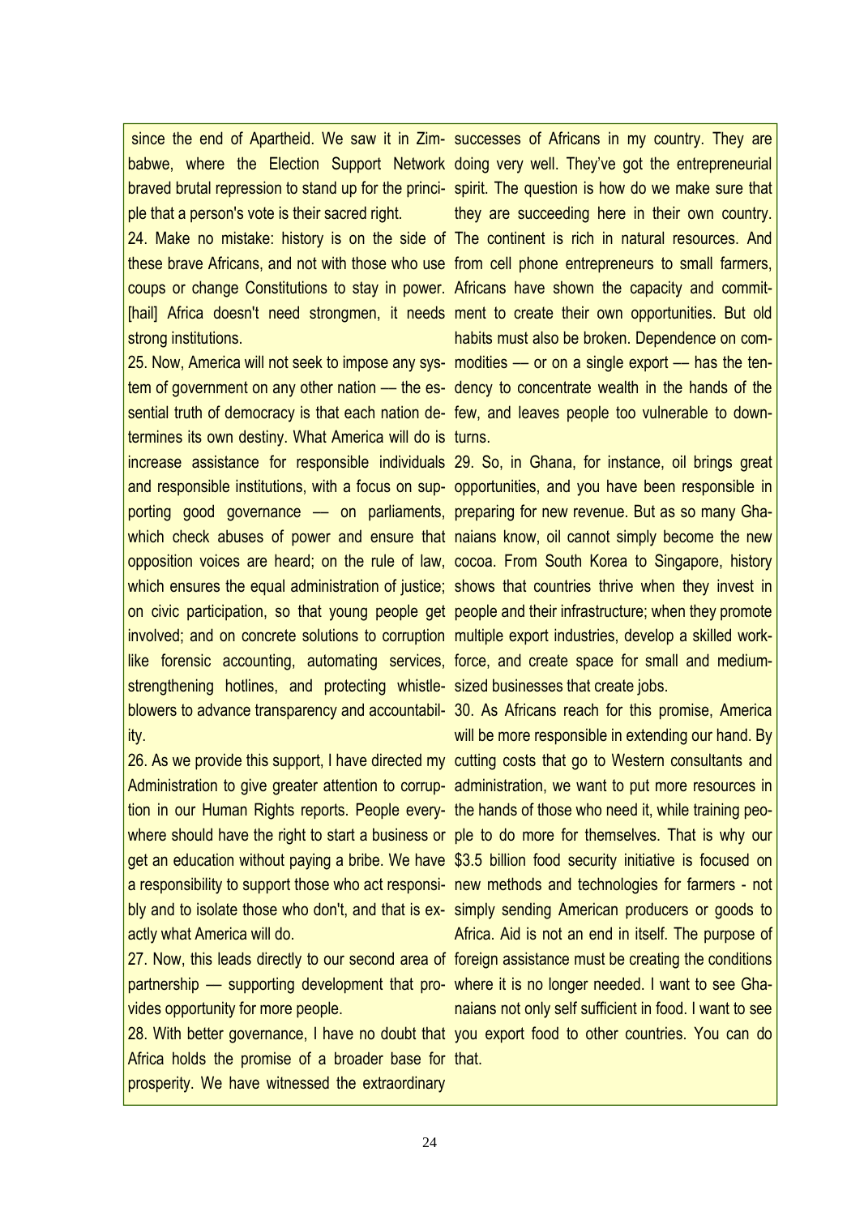since the end of Apartheid. We saw it in Zimbabwe, where the Election Support Network braved brutal repression to stand up for the principle that a person's vote is their sacred right.

24. Make no mistake: history is on the side of these brave Africans, and not with those who use coups or change Constitutions to stay in power. [hail] Africa doesn't need strongmen, it needs strong institutions.

25. Now, America will not seek to impose any system of government on any other nation — the essential truth of democracy is that each nation determines its own destiny. What America will do is increase assistance for responsible individuals and responsible institutions, with a focus on supporting good governance — on parliaments, which check abuses of power and ensure that opposition voices are heard; on the rule of law, which ensures the equal administration of justice; on civic participation, so that young people get involved; and on concrete solutions to corruption like forensic accounting, automating services, strengthening hotlines, and protecting whistle-blowers to advance transparency and accountability.

26. As we provide this support, I have directed my Administration to give greater attention to corruption in our Human Rights reports. People everywhere should have the right to start a business or get an education without paying a bribe. We have a responsibility to support those who act responsibly and to isolate those who don't, and that is exactly what America will do.

27. Now, this leads directly to our second area of partnership — supporting development that provides opportunity for more people.

28. With better governance, I have no doubt that Africa holds the promise of a broader base for prosperity. We have witnessed the extraordinary successes of Africans in my country. They are doing very well. They've got the entrepreneurial spirit. The question is how do we make sure that they are succeeding here in their own country. The continent is rich in natural resources. And from cell phone entrepreneurs to small farmers, Africans have shown the capacity and commitment to create their own opportunities. But old habits must also be broken. Dependence on commodities — or on a single export — has the tendency to concentrate wealth in the hands of the few, and leaves people too vulnerable to downturns.

29. So, in Ghana, for instance, oil brings great opportunities, and you have been responsible in preparing for new revenue. But as so many Ghanaians know, oil cannot simply become the new cocoa. From South Korea to Singapore, history shows that countries thrive when they invest in people and their infrastructure; when they promote multiple export industries, develop a skilled workforce, and create space for small and medium-sized businesses that create jobs.

30. As Africans reach for this promise, America will be more responsible in extending our hand. By cutting costs that go to Western consultants and administration, we want to put more resources in the hands of those who need it, while training people to do more for themselves. That is why our $3.5 billion food security initiative is focused on new methods and technologies for farmers - not simply sending American producers or goods to Africa. Aid is not an end in itself. The purpose of foreign assistance must be creating the conditions where it is no longer needed. I want to see Ghanaians not only self sufficient in food. I want to see you export food to other countries. You can do that.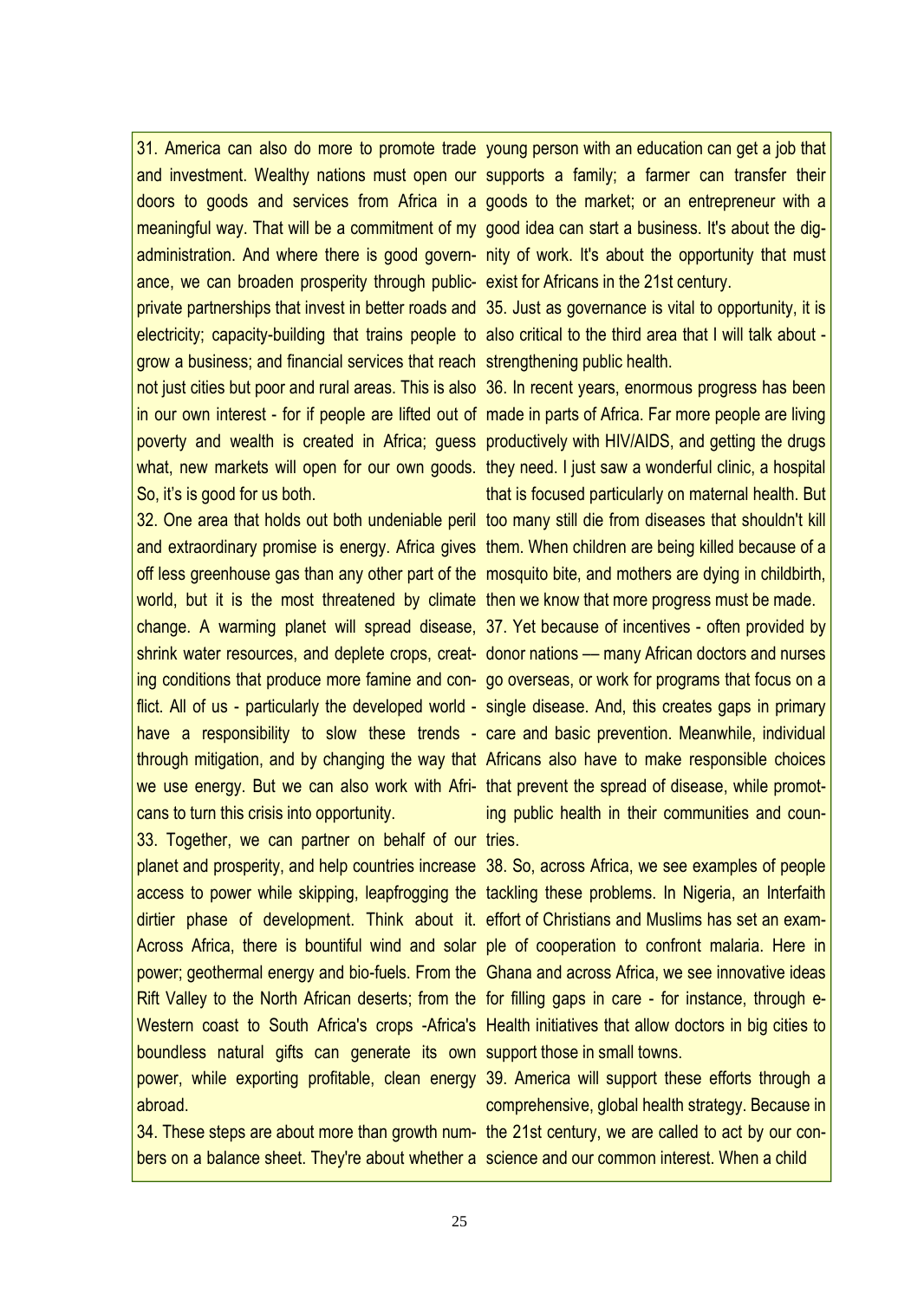31. America can also do more to promote trade and investment. Wealthy nations must open our doors to goods and services from Africa in a meaningful way. That will be a commitment of my administration. And where there is good governance, we can broaden prosperity through public-private partnerships that invest in better roads and electricity; capacity-building that trains people to grow a business; and financial services that reach not just cities but poor and rural areas. This is also in our own interest - for if people are lifted out of poverty and wealth is created in Africa; guess what, new markets will open for our own goods. So, it's is good for us both.

32. One area that holds out both undeniable peril and extraordinary promise is energy. Africa gives off less greenhouse gas than any other part of the world, but it is the most threatened by climate change. A warming planet will spread disease, shrink water resources, and deplete crops, creating conditions that produce more famine and conflict. All of us - particularly the developed world - have a responsibility to slow these trends - through mitigation, and by changing the way that we use energy. But we can also work with Africans to turn this crisis into opportunity.

33. Together, we can partner on behalf of our planet and prosperity, and help countries increase access to power while skipping, leapfrogging the dirtier phase of development. Think about it. Across Africa, there is bountiful wind and solar power; geothermal energy and bio-fuels. From the Rift Valley to the North African deserts; from the Western coast to South Africa's crops -Africa's boundless natural gifts can generate its own power, while exporting profitable, clean energy abroad.

34. These steps are about more than growth numbers on a balance sheet. They're about whether a young person with an education can get a job that supports a family; a farmer can transfer their goods to the market; or an entrepreneur with a good idea can start a business. It's about the dignity of work. It's about the opportunity that must exist for Africans in the 21st century.

35. Just as governance is vital to opportunity, it is also critical to the third area that I will talk about - strengthening public health.

36. In recent years, enormous progress has been made in parts of Africa. Far more people are living productively with HIV/AIDS, and getting the drugs they need. I just saw a wonderful clinic, a hospital that is focused particularly on maternal health. But too many still die from diseases that shouldn't kill them. When children are being killed because of a mosquito bite, and mothers are dying in childbirth, then we know that more progress must be made.

37. Yet because of incentives - often provided by donor nations — many African doctors and nurses go overseas, or work for programs that focus on a single disease. And, this creates gaps in primary care and basic prevention. Meanwhile, individual Africans also have to make responsible choices that prevent the spread of disease, while promoting public health in their communities and countries.

38. So, across Africa, we see examples of people tackling these problems. In Nigeria, an Interfaith effort of Christians and Muslims has set an example of cooperation to confront malaria. Here in Ghana and across Africa, we see innovative ideas for filling gaps in care - for instance, through e-Health initiatives that allow doctors in big cities to support those in small towns.

39. America will support these efforts through a comprehensive, global health strategy. Because in the 21st century, we are called to act by our conscience and our common interest. When a child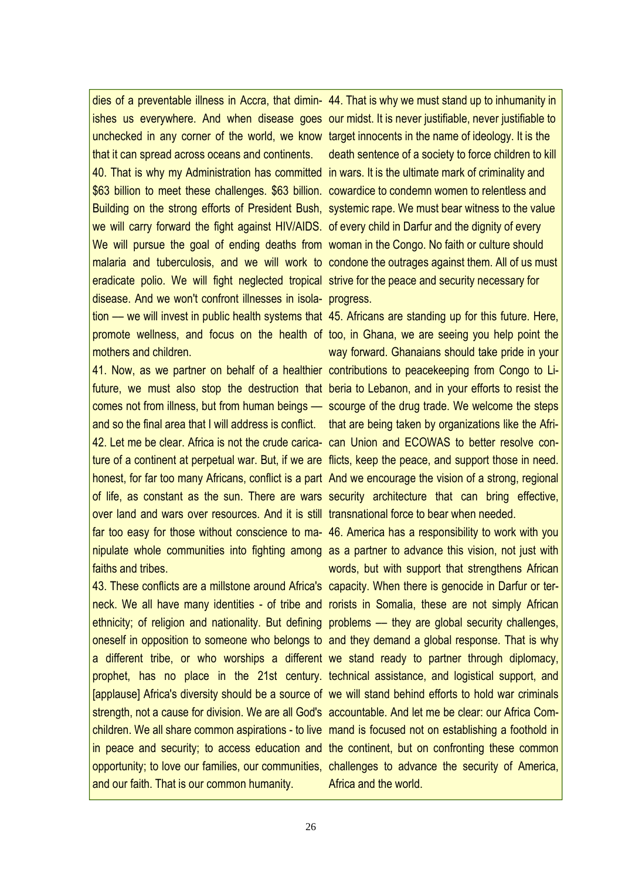dies of a preventable illness in Accra, that diminishes us everywhere. And when disease goes unchecked in any corner of the world, we know that it can spread across oceans and continents.

40. That is why my Administration has committed $63 billion to meet these challenges. $63 billion. Building on the strong efforts of President Bush, we will carry forward the fight against HIV/AIDS. We will pursue the goal of ending deaths from malaria and tuberculosis, and we will work to eradicate polio. We will fight neglected tropical disease. And we won't confront illnesses in isolation — we will invest in public health systems that promote wellness, and focus on the health of mothers and children.

41. Now, as we partner on behalf of a healthier future, we must also stop the destruction that comes not from illness, but from human beings — and so the final area that I will address is conflict.

42. Let me be clear. Africa is not the crude caricature of a continent at perpetual war. But, if we are honest, for far too many Africans, conflict is a part of life, as constant as the sun. There are wars over land and wars over resources. And it is still far too easy for those without conscience to manipulate whole communities into fighting among faiths and tribes.

43. These conflicts are a millstone around Africa's neck. We all have many identities - of tribe and ethnicity; of religion and nationality. But defining oneself in opposition to someone who belongs to a different tribe, or who worships a different prophet, has no place in the 21st century. [applause] Africa's diversity should be a source of strength, not a cause for division. We are all God's children. We all share common aspirations - to live in peace and security; to access education and opportunity; to love our families, our communities, and our faith. That is our common humanity.

44. That is why we must stand up to inhumanity in our midst. It is never justifiable, never justifiable to target innocents in the name of ideology. It is the death sentence of a society to force children to kill in wars. It is the ultimate mark of criminality and cowardice to condemn women to relentless and systemic rape. We must bear witness to the value of every child in Darfur and the dignity of every woman in the Congo. No faith or culture should condone the outrages against them. All of us must strive for the peace and security necessary for progress.

45. Africans are standing up for this future. Here, too, in Ghana, we are seeing you help point the way forward. Ghanaians should take pride in your contributions to peacekeeping from Congo to Liberia to Lebanon, and in your efforts to resist the scourge of the drug trade. We welcome the steps that are being taken by organizations like the African Union and ECOWAS to better resolve conflicts, keep the peace, and support those in need. And we encourage the vision of a strong, regional security architecture that can bring effective, transnational force to bear when needed.

46. America has a responsibility to work with you as a partner to advance this vision, not just with words, but with support that strengthens African capacity. When there is genocide in Darfur or terrorists in Somalia, these are not simply African problems — they are global security challenges, and they demand a global response. That is why we stand ready to partner through diplomacy, technical assistance, and logistical support, and we will stand behind efforts to hold war criminals accountable. And let me be clear: our Africa Command is focused not on establishing a foothold in the continent, but on confronting these common challenges to advance the security of America, Africa and the world.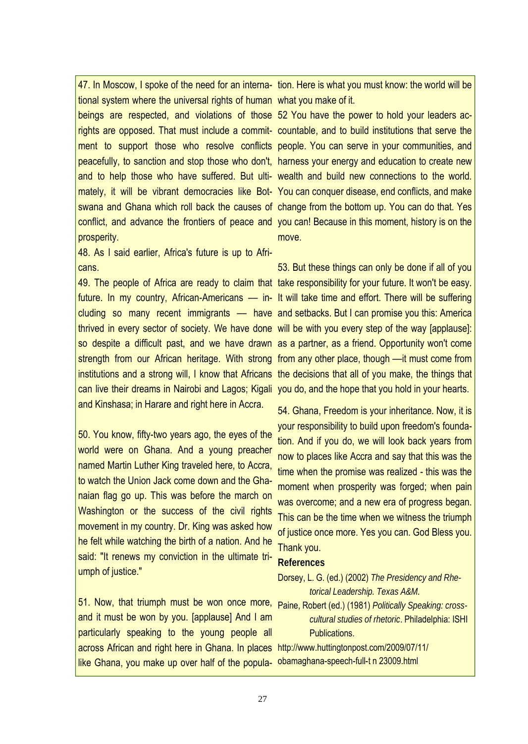47. In Moscow, I spoke of the need for an international system where the universal rights of human beings are respected, and violations of those rights are opposed. That must include a commitment to support those who resolve conflicts peacefully, to sanction and stop those who don't, and to help those who have suffered. But ultimately, it will be vibrant democracies like Botswana and Ghana which roll back the causes of conflict, and advance the frontiers of peace and prosperity.

48. As I said earlier, Africa's future is up to Africans.

49. The people of Africa are ready to claim that future. In my country, African-Americans — including so many recent immigrants — have thrived in every sector of society. We have done so despite a difficult past, and we have drawn strength from our African heritage. With strong institutions and a strong will, I know that Africans can live their dreams in Nairobi and Lagos; Kigali and Kinshasa; in Harare and right here in Accra.

50. You know, fifty-two years ago, the eyes of the world were on Ghana. And a young preacher named Martin Luther King traveled here, to Accra, to watch the Union Jack come down and the Ghanaian flag go up. This was before the march on Washington or the success of the civil rights movement in my country. Dr. King was asked how he felt while watching the birth of a nation. And he said: "It renews my conviction in the ultimate triumph of justice."

51. Now, that triumph must be won once more, and it must be won by you. [applause] And I am particularly speaking to the young people all across African and right here in Ghana. In places like Ghana, you make up over half of the population. Here is what you must know: the world will be what you make of it.

52 You have the power to hold your leaders accountable, and to build institutions that serve the people. You can serve in your communities, and harness your energy and education to create new wealth and build new connections to the world. You can conquer disease, end conflicts, and make change from the bottom up. You can do that. Yes you can! Because in this moment, history is on the move.

53. But these things can only be done if all of you take responsibility for your future. It won't be easy. It will take time and effort. There will be suffering and setbacks. But I can promise you this: America will be with you every step of the way [applause]: as a partner, as a friend. Opportunity won't come from any other place, though —it must come from the decisions that all of you make, the things that you do, and the hope that you hold in your hearts.

54. Ghana, Freedom is your inheritance. Now, it is your responsibility to build upon freedom's foundation. And if you do, we will look back years from now to places like Accra and say that this was the time when the promise was realized - this was the moment when prosperity was forged; when pain was overcome; and a new era of progress began. This can be the time when we witness the triumph of justice once more. Yes you can. God Bless you. Thank you.

**References**

Dorsey, L. G. (ed.) (2002) *The Presidency and Rhetorical Leadership. Texas A&M.*

Paine, Robert (ed.) (1981) *Politically Speaking: cross-cultural studies of rhetoric*. Philadelphia: ISHI Publications.

http://www.huttingtonpost.com/2009/07/11/obamaghana-speech-full-t n 23009.html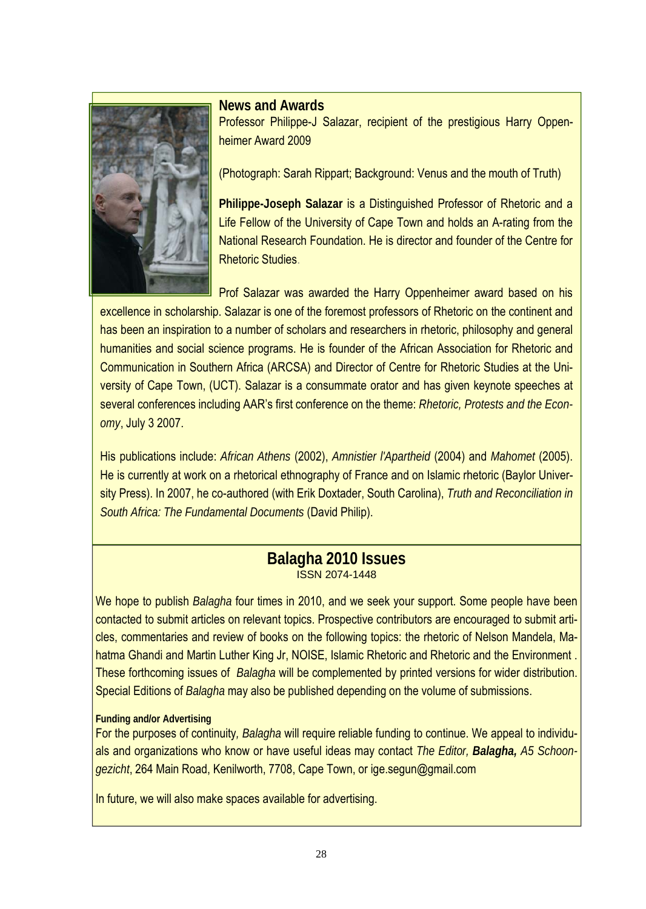## News and Awards

Professor Philippe-J Salazar, recipient of the prestigious Harry Oppenheimer Award 2009

(Photograph: Sarah Rippart; Background: Venus and the mouth of Truth)

**Philippe-Joseph Salazar** is a Distinguished Professor of Rhetoric and a Life Fellow of the University of Cape Town and holds an A-rating from the National Research Foundation. He is director and founder of the Centre for Rhetoric Studies.

Prof Salazar was awarded the Harry Oppenheimer award based on his excellence in scholarship. Salazar is one of the foremost professors of Rhetoric on the continent and has been an inspiration to a number of scholars and researchers in rhetoric, philosophy and general humanities and social science programs. He is founder of the African Association for Rhetoric and Communication in Southern Africa (ARCSA) and Director of Centre for Rhetoric Studies at the University of Cape Town, (UCT). Salazar is a consummate orator and has given keynote speeches at several conferences including AAR's first conference on the theme: *Rhetoric, Protests and the Economy*, July 3 2007.

His publications include: *African Athens* (2002), *Amnistier l'Apartheid* (2004) and *Mahomet* (2005). He is currently at work on a rhetorical ethnography of France and on Islamic rhetoric (Baylor University Press). In 2007, he co-authored (with Erik Doxtader, South Carolina), *Truth and Reconciliation in South Africa: The Fundamental Documents* (David Philip).

## Balagha 2010 Issues

ISSN 2074-1448

We hope to publish *Balagha* four times in 2010, and we seek your support. Some people have been contacted to submit articles on relevant topics. Prospective contributors are encouraged to submit articles, commentaries and review of books on the following topics: the rhetoric of Nelson Mandela, Mahatma Ghandi and Martin Luther King Jr, NOISE, Islamic Rhetoric and Rhetoric and the Environment . These forthcoming issues of *Balagha* will be complemented by printed versions for wider distribution. Special Editions of *Balagha* may also be published depending on the volume of submissions.

**Funding and/or Advertising**

For the purposes of continuity, *Balagha* will require reliable funding to continue. We appeal to individuals and organizations who know or have useful ideas may contact *The Editor,* ***Balagha,*** *A5 Schoongezicht*, 264 Main Road, Kenilworth, 7708, Cape Town, or ige.segun@gmail.com

In future, we will also make spaces available for advertising.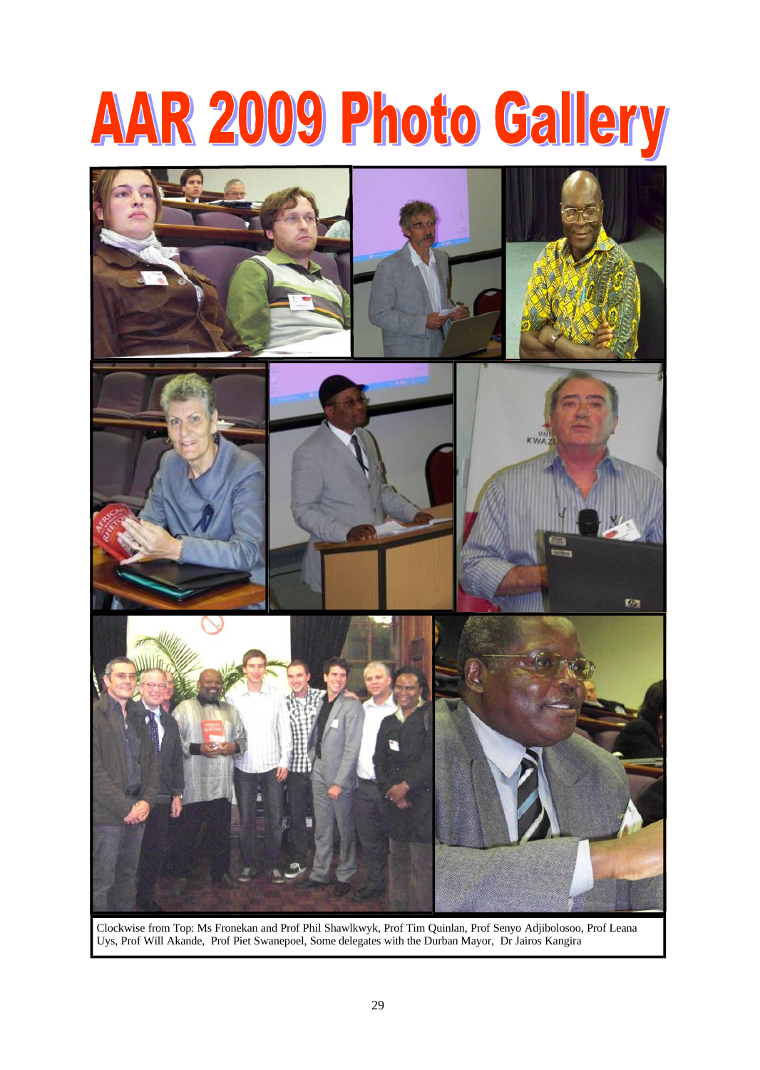# AAR 2009 Photo Gallery

Clockwise from Top: Ms Fronekan and Prof Phil Shawlkwyk, Prof Tim Quinlan, Prof Senyo Adjibolosoo, Prof Leana Uys, Prof Will Akande, Prof Piet Swanepoel, Some delegates with the Durban Mayor, Dr Jairos Kangira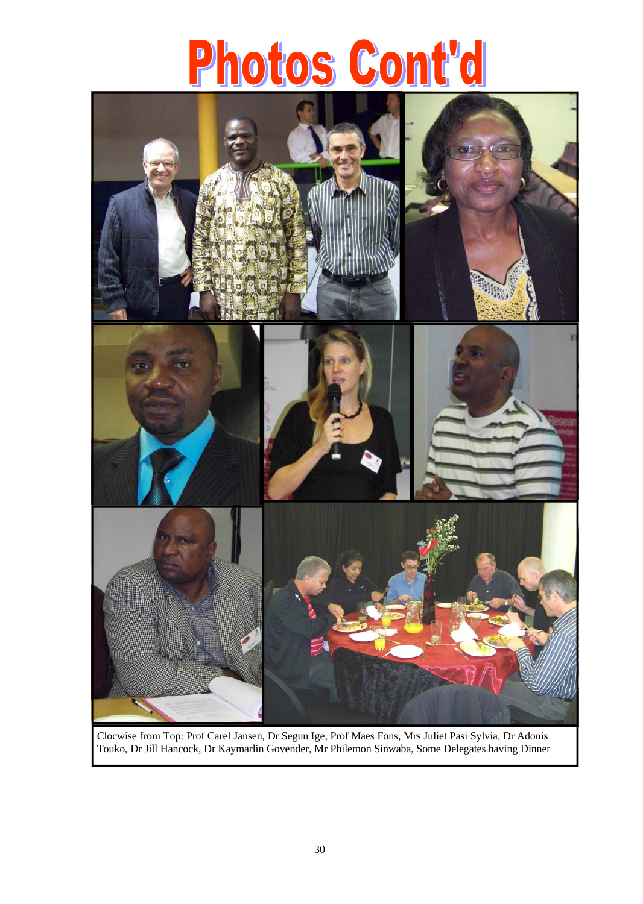# Photos Cont'd

Clocwise from Top: Prof Carel Jansen, Dr Segun Ige, Prof Maes Fons, Mrs Juliet Pasi Sylvia, Dr Adonis Touko, Dr Jill Hancock, Dr Kaymarlin Govender, Mr Philemon Sinwaba, Some Delegates having Dinner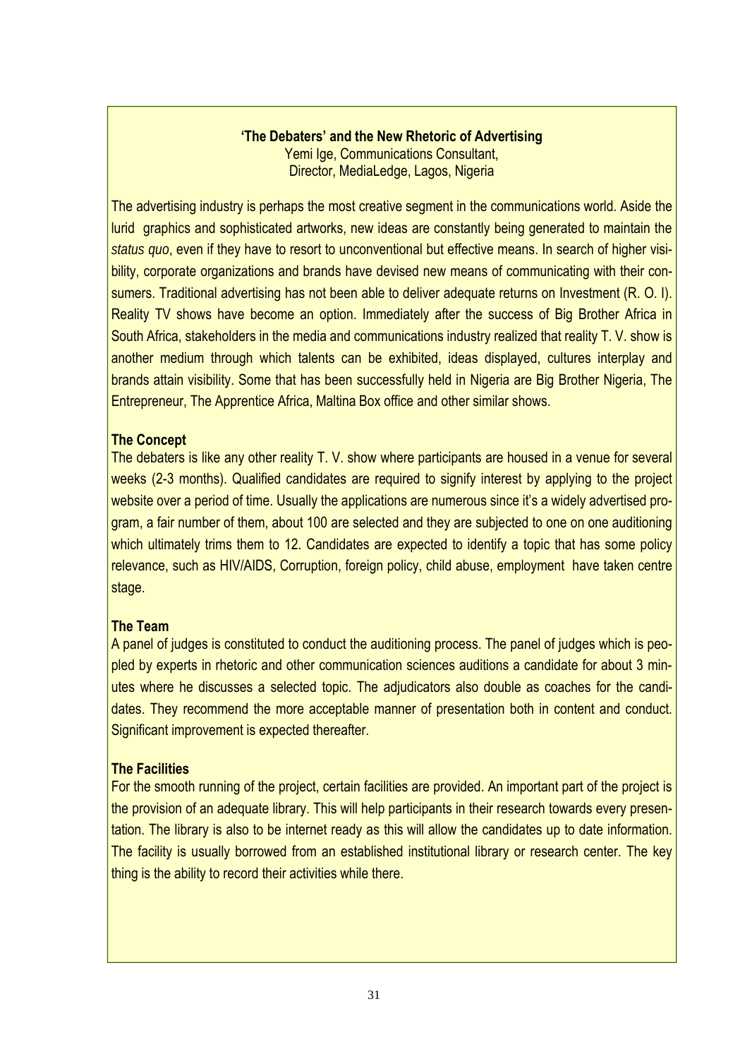**'The Debaters' and the New Rhetoric of Advertising**

Yemi Ige, Communications Consultant,
Director, MediaLedge, Lagos, Nigeria

The advertising industry is perhaps the most creative segment in the communications world. Aside the lurid graphics and sophisticated artworks, new ideas are constantly being generated to maintain the *status quo*, even if they have to resort to unconventional but effective means. In search of higher visibility, corporate organizations and brands have devised new means of communicating with their consumers. Traditional advertising has not been able to deliver adequate returns on Investment (R. O. I). Reality TV shows have become an option. Immediately after the success of Big Brother Africa in South Africa, stakeholders in the media and communications industry realized that reality T. V. show is another medium through which talents can be exhibited, ideas displayed, cultures interplay and brands attain visibility. Some that has been successfully held in Nigeria are Big Brother Nigeria, The Entrepreneur, The Apprentice Africa, Maltina Box office and other similar shows.

**The Concept**

The debaters is like any other reality T. V. show where participants are housed in a venue for several weeks (2-3 months). Qualified candidates are required to signify interest by applying to the project website over a period of time. Usually the applications are numerous since it's a widely advertised program, a fair number of them, about 100 are selected and they are subjected to one on one auditioning which ultimately trims them to 12. Candidates are expected to identify a topic that has some policy relevance, such as HIV/AIDS, Corruption, foreign policy, child abuse, employment have taken centre stage.

**The Team**

A panel of judges is constituted to conduct the auditioning process. The panel of judges which is peopled by experts in rhetoric and other communication sciences auditions a candidate for about 3 minutes where he discusses a selected topic. The adjudicators also double as coaches for the candidates. They recommend the more acceptable manner of presentation both in content and conduct. Significant improvement is expected thereafter.

**The Facilities**

For the smooth running of the project, certain facilities are provided. An important part of the project is the provision of an adequate library. This will help participants in their research towards every presentation. The library is also to be internet ready as this will allow the candidates up to date information. The facility is usually borrowed from an established institutional library or research center. The key thing is the ability to record their activities while there.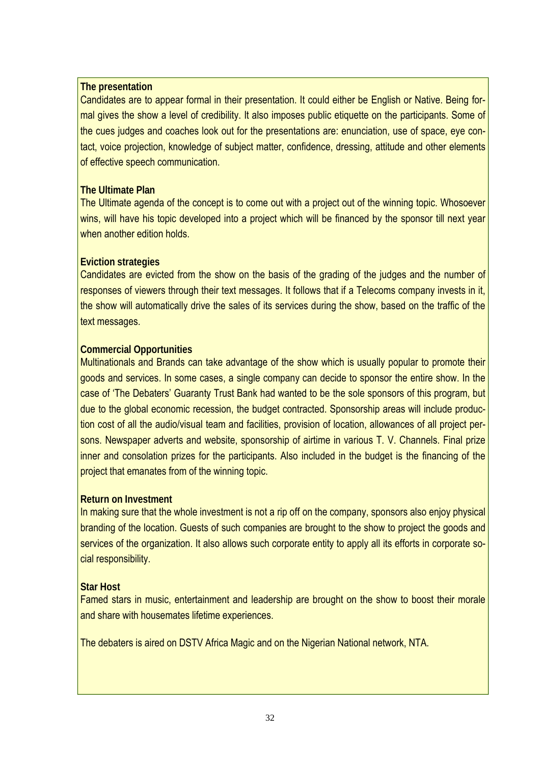**The presentation**

Candidates are to appear formal in their presentation. It could either be English or Native. Being formal gives the show a level of credibility. It also imposes public etiquette on the participants. Some of the cues judges and coaches look out for the presentations are: enunciation, use of space, eye contact, voice projection, knowledge of subject matter, confidence, dressing, attitude and other elements of effective speech communication.

**The Ultimate Plan**

The Ultimate agenda of the concept is to come out with a project out of the winning topic. Whosoever wins, will have his topic developed into a project which will be financed by the sponsor till next year when another edition holds.

**Eviction strategies**

Candidates are evicted from the show on the basis of the grading of the judges and the number of responses of viewers through their text messages. It follows that if a Telecoms company invests in it, the show will automatically drive the sales of its services during the show, based on the traffic of the text messages.

**Commercial Opportunities**

Multinationals and Brands can take advantage of the show which is usually popular to promote their goods and services. In some cases, a single company can decide to sponsor the entire show. In the case of 'The Debaters' Guaranty Trust Bank had wanted to be the sole sponsors of this program, but due to the global economic recession, the budget contracted. Sponsorship areas will include production cost of all the audio/visual team and facilities, provision of location, allowances of all project persons. Newspaper adverts and website, sponsorship of airtime in various T. V. Channels. Final prize inner and consolation prizes for the participants. Also included in the budget is the financing of the project that emanates from of the winning topic.

**Return on Investment**

In making sure that the whole investment is not a rip off on the company, sponsors also enjoy physical branding of the location. Guests of such companies are brought to the show to project the goods and services of the organization. It also allows such corporate entity to apply all its efforts in corporate social responsibility.

**Star Host**

Famed stars in music, entertainment and leadership are brought on the show to boost their morale and share with housemates lifetime experiences.

The debaters is aired on DSTV Africa Magic and on the Nigerian National network, NTA.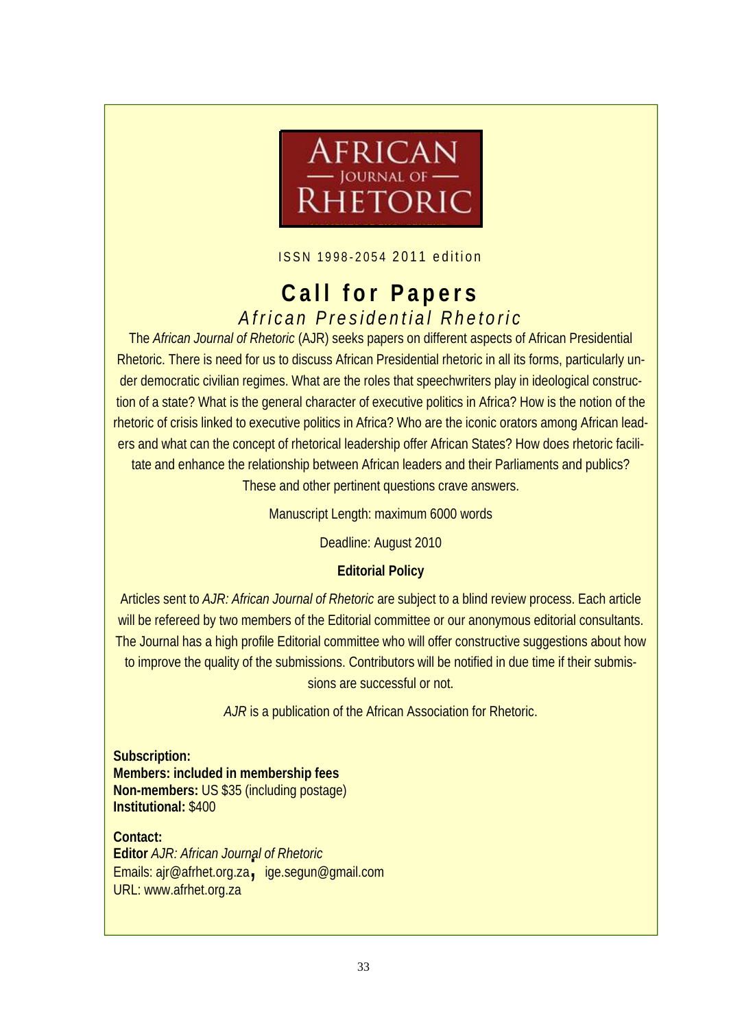AFRICAN JOURNAL OF RHETORIC

ISSN 1998-2054 2011 edition

# Call for Papers

## *African Presidential Rhetoric*

The *African Journal of Rhetoric* (AJR) seeks papers on different aspects of African Presidential Rhetoric. There is need for us to discuss African Presidential rhetoric in all its forms, particularly under democratic civilian regimes. What are the roles that speechwriters play in ideological construction of a state? What is the general character of executive politics in Africa? How is the notion of the rhetoric of crisis linked to executive politics in Africa? Who are the iconic orators among African leaders and what can the concept of rhetorical leadership offer African States? How does rhetoric facilitate and enhance the relationship between African leaders and their Parliaments and publics? These and other pertinent questions crave answers.

Manuscript Length: maximum 6000 words

Deadline: August 2010

**Editorial Policy**

Articles sent to *AJR: African Journal of Rhetoric* are subject to a blind review process. Each article will be refereed by two members of the Editorial committee or our anonymous editorial consultants. The Journal has a high profile Editorial committee who will offer constructive suggestions about how to improve the quality of the submissions. Contributors will be notified in due time if their submissions are successful or not.

*AJR* is a publication of the African Association for Rhetoric.

**Subscription:**
**Members: included in membership fees**
**Non-members:** US $35 (including postage)
**Institutional:** $400

**Contact:**
**Editor** *AJR: African Journal of Rhetoric*
Emails: ajr@afrhet.org.za, ige.segun@gmail.com
URL: www.afrhet.org.za